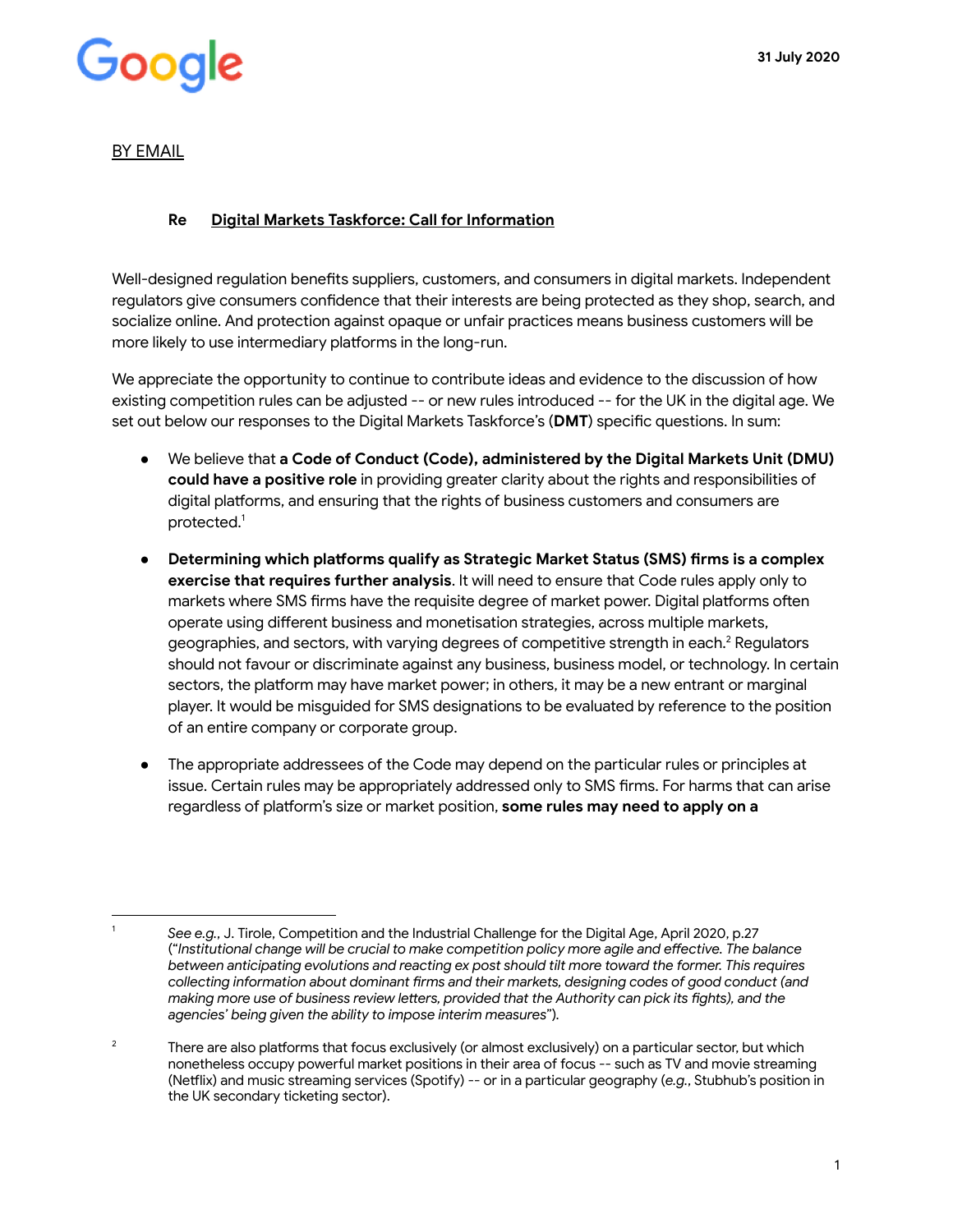Google

31 July 2020

BY EMAIL

**Re Digital Markets Taskforce: Call for Information**

Well-designed regulation benefits suppliers, customers, and consumers in digital markets. Independent regulators give consumers confidence that their interests are being protected as they shop, search, and socialize online. And protection against opaque or unfair practices means business customers will be more likely to use intermediary platforms in the long-run.

We appreciate the opportunity to continue to contribute ideas and evidence to the discussion of how existing competition rules can be adjusted -- or new rules introduced -- for the UK in the digital age. We set out below our responses to the Digital Markets Taskforce's (**DMT**) specific questions. In sum:

- We believe that **a Code of Conduct (Code), administered by the Digital Markets Unit (DMU) could have a positive role** in providing greater clarity about the rights and responsibilities of digital platforms, and ensuring that the rights of business customers and consumers are protected.[1]

- **Determining which platforms qualify as Strategic Market Status (SMS) firms is a complex exercise that requires further analysis**. It will need to ensure that Code rules apply only to markets where SMS firms have the requisite degree of market power. Digital platforms often operate using different business and monetisation strategies, across multiple markets, geographies, and sectors, with varying degrees of competitive strength in each.[2] Regulators should not favour or discriminate against any business, business model, or technology. In certain sectors, the platform may have market power; in others, it may be a new entrant or marginal player. It would be misguided for SMS designations to be evaluated by reference to the position of an entire company or corporate group.

- The appropriate addressees of the Code may depend on the particular rules or principles at issue. Certain rules may be appropriately addressed only to SMS firms. For harms that can arise regardless of platform's size or market position, **some rules may need to apply on a**

---

[1] *See e.g.*, J. Tirole, Competition and the Industrial Challenge for the Digital Age, April 2020, p.27 ("*Institutional change will be crucial to make competition policy more agile and effective. The balance between anticipating evolutions and reacting ex post should tilt more toward the former. This requires collecting information about dominant firms and their markets, designing codes of good conduct (and making more use of business review letters, provided that the Authority can pick its fights), and the agencies' being given the ability to impose interim measures*").

[2] There are also platforms that focus exclusively (or almost exclusively) on a particular sector, but which nonetheless occupy powerful market positions in their area of focus -- such as TV and movie streaming (Netflix) and music streaming services (Spotify) -- or in a particular geography (*e.g.*, Stubhub's position in the UK secondary ticketing sector).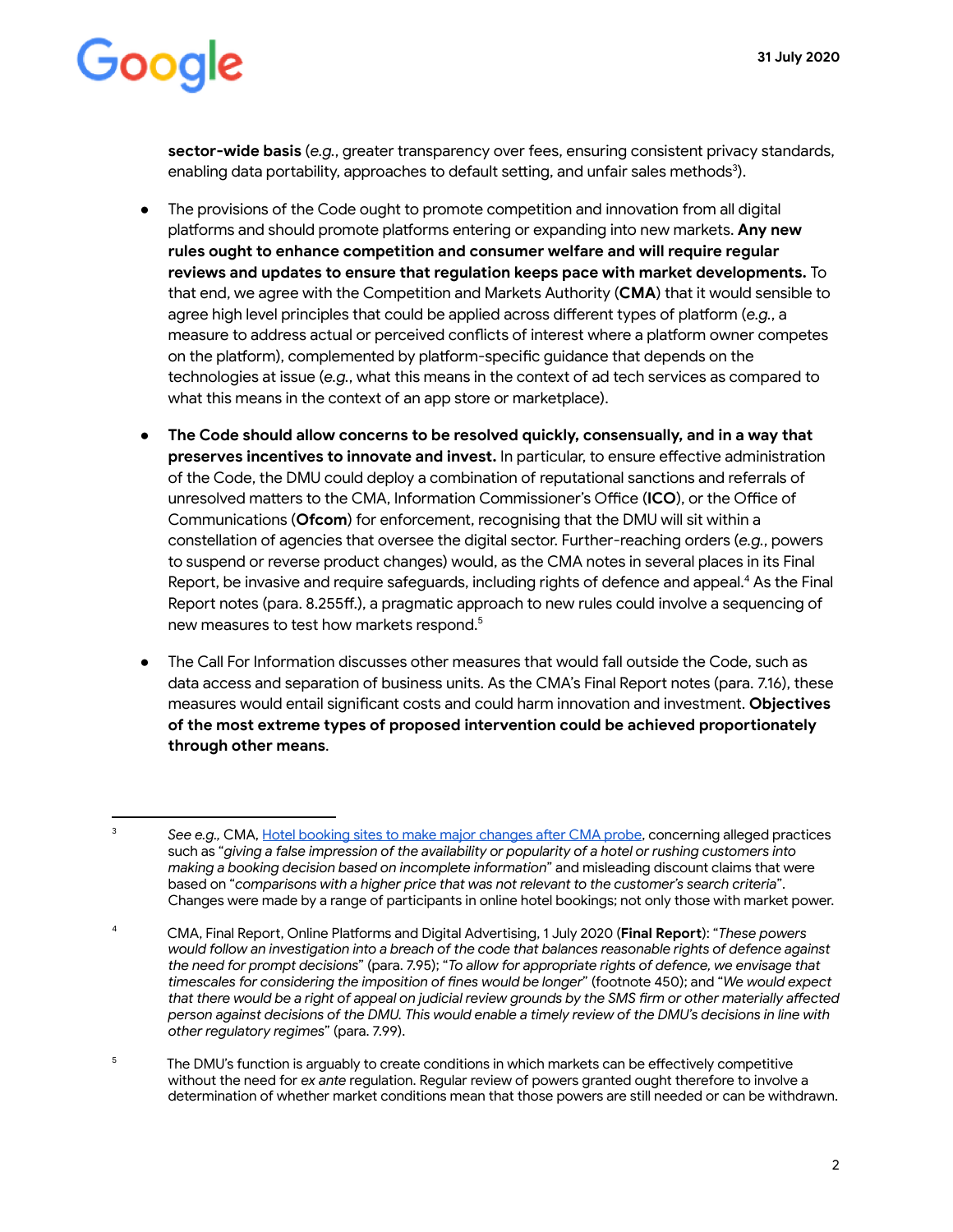**sector-wide basis** (*e.g.*, greater transparency over fees, ensuring consistent privacy standards, enabling data portability, approaches to default setting, and unfair sales methods[3]).

- The provisions of the Code ought to promote competition and innovation from all digital platforms and should promote platforms entering or expanding into new markets. **Any new rules ought to enhance competition and consumer welfare and will require regular reviews and updates to ensure that regulation keeps pace with market developments.** To that end, we agree with the Competition and Markets Authority (**CMA**) that it would sensible to agree high level principles that could be applied across different types of platform (*e.g.*, a measure to address actual or perceived conflicts of interest where a platform owner competes on the platform), complemented by platform-specific guidance that depends on the technologies at issue (*e.g.*, what this means in the context of ad tech services as compared to what this means in the context of an app store or marketplace).

- **The Code should allow concerns to be resolved quickly, consensually, and in a way that preserves incentives to innovate and invest.** In particular, to ensure effective administration of the Code, the DMU could deploy a combination of reputational sanctions and referrals of unresolved matters to the CMA, Information Commissioner's Office (**ICO**), or the Office of Communications (**Ofcom**) for enforcement, recognising that the DMU will sit within a constellation of agencies that oversee the digital sector. Further-reaching orders (*e.g.*, powers to suspend or reverse product changes) would, as the CMA notes in several places in its Final Report, be invasive and require safeguards, including rights of defence and appeal.[4] As the Final Report notes (para. 8.255ff.), a pragmatic approach to new rules could involve a sequencing of new measures to test how markets respond.[5]

- The Call For Information discusses other measures that would fall outside the Code, such as data access and separation of business units. As the CMA's Final Report notes (para. 7.16), these measures would entail significant costs and could harm innovation and investment. **Objectives of the most extreme types of proposed intervention could be achieved proportionately through other means**.

---

[3] *See e.g.*, CMA, Hotel booking sites to make major changes after CMA probe, concerning alleged practices such as "*giving a false impression of the availability or popularity of a hotel or rushing customers into making a booking decision based on incomplete information*" and misleading discount claims that were based on "*comparisons with a higher price that was not relevant to the customer's search criteria*". Changes were made by a range of participants in online hotel bookings; not only those with market power.

[4] CMA, Final Report, Online Platforms and Digital Advertising, 1 July 2020 (**Final Report**): "*These powers would follow an investigation into a breach of the code that balances reasonable rights of defence against the need for prompt decisions*" (para. 7.95); "*To allow for appropriate rights of defence, we envisage that timescales for considering the imposition of fines would be longer*" (footnote 450); and "*We would expect that there would be a right of appeal on judicial review grounds by the SMS firm or other materially affected person against decisions of the DMU. This would enable a timely review of the DMU's decisions in line with other regulatory regimes*" (para. 7.99).

[5] The DMU's function is arguably to create conditions in which markets can be effectively competitive without the need for *ex ante* regulation. Regular review of powers granted ought therefore to involve a determination of whether market conditions mean that those powers are still needed or can be withdrawn.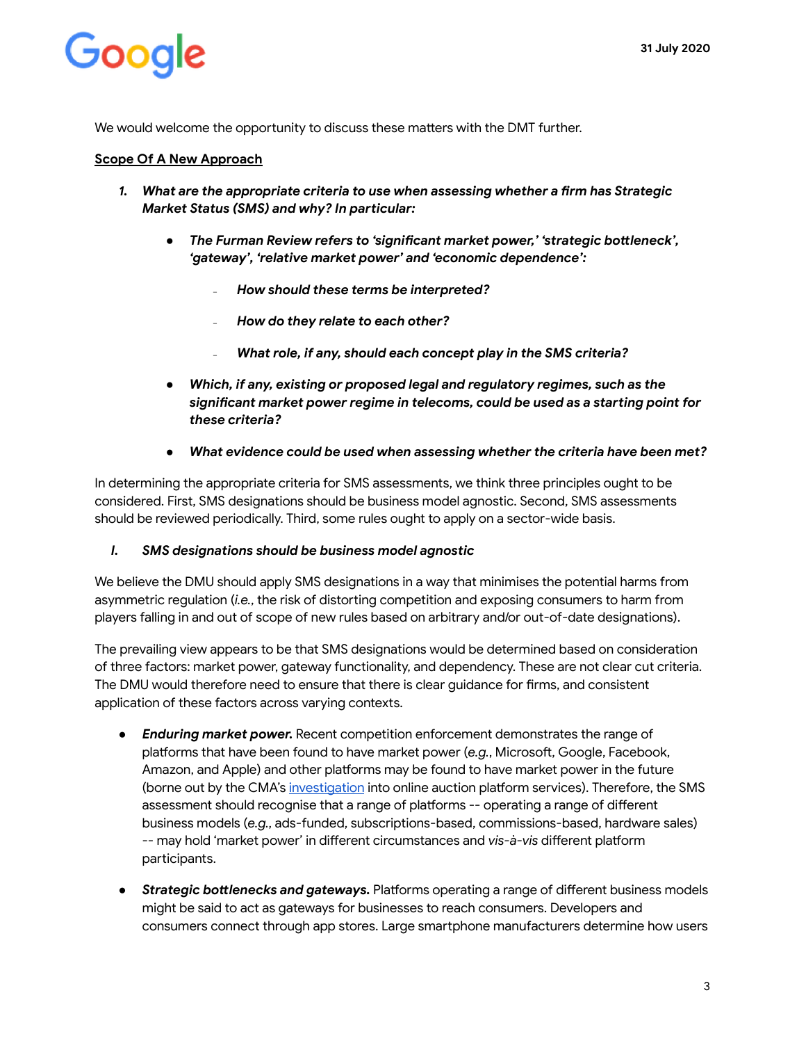We would welcome the opportunity to discuss these matters with the DMT further.

## Scope Of A New Approach

1. ***What are the appropriate criteria to use when assessing whether a firm has Strategic Market Status (SMS) and why? In particular:***

    - ***The Furman Review refers to 'significant market power,' 'strategic bottleneck', 'gateway', 'relative market power' and 'economic dependence':***

        - ***How should these terms be interpreted?***

        - ***How do they relate to each other?***

        - ***What role, if any, should each concept play in the SMS criteria?***

    - ***Which, if any, existing or proposed legal and regulatory regimes, such as the significant market power regime in telecoms, could be used as a starting point for these criteria?***

    - ***What evidence could be used when assessing whether the criteria have been met?***

In determining the appropriate criteria for SMS assessments, we think three principles ought to be considered. First, SMS designations should be business model agnostic. Second, SMS assessments should be reviewed periodically. Third, some rules ought to apply on a sector-wide basis.

### *I. SMS designations should be business model agnostic*

We believe the DMU should apply SMS designations in a way that minimises the potential harms from asymmetric regulation (*i.e.*, the risk of distorting competition and exposing consumers to harm from players falling in and out of scope of new rules based on arbitrary and/or out-of-date designations).

The prevailing view appears to be that SMS designations would be determined based on consideration of three factors: market power, gateway functionality, and dependency. These are not clear cut criteria. The DMU would therefore need to ensure that there is clear guidance for firms, and consistent application of these factors across varying contexts.

- ***Enduring market power.*** Recent competition enforcement demonstrates the range of platforms that have been found to have market power (*e.g.*, Microsoft, Google, Facebook, Amazon, and Apple) and other platforms may be found to have market power in the future (borne out by the CMA's investigation into online auction platform services). Therefore, the SMS assessment should recognise that a range of platforms -- operating a range of different business models (*e.g.*, ads-funded, subscriptions-based, commissions-based, hardware sales) -- may hold 'market power' in different circumstances and *vis-à-vis* different platform participants.

- ***Strategic bottlenecks and gateways.*** Platforms operating a range of different business models might be said to act as gateways for businesses to reach consumers. Developers and consumers connect through app stores. Large smartphone manufacturers determine how users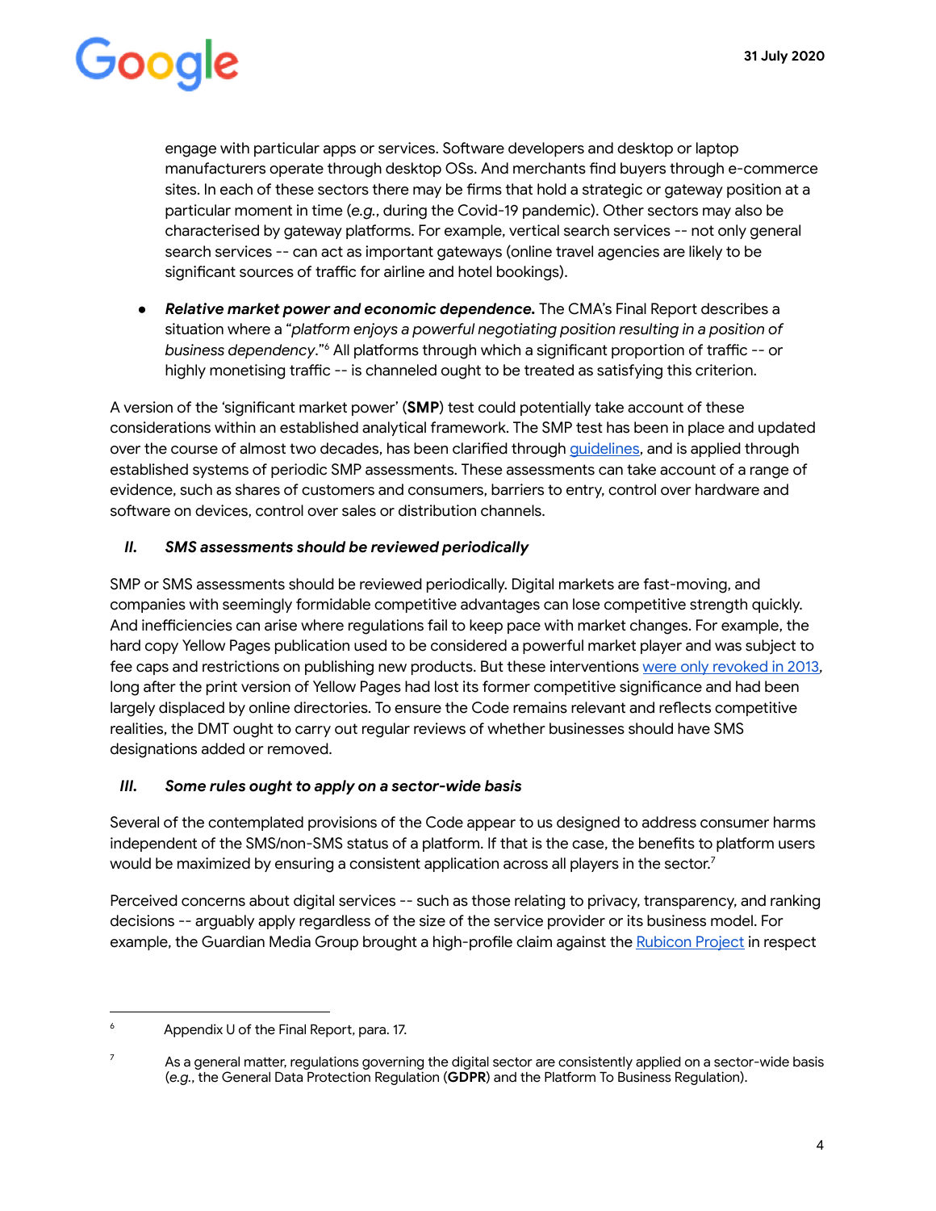engage with particular apps or services. Software developers and desktop or laptop manufacturers operate through desktop OSs. And merchants find buyers through e-commerce sites. In each of these sectors there may be firms that hold a strategic or gateway position at a particular moment in time (*e.g.*, during the Covid-19 pandemic). Other sectors may also be characterised by gateway platforms. For example, vertical search services -- not only general search services -- can act as important gateways (online travel agencies are likely to be significant sources of traffic for airline and hotel bookings).

- ***Relative market power and economic dependence.*** The CMA's Final Report describes a situation where a "*platform enjoys a powerful negotiating position resulting in a position of business dependency*."[6] All platforms through which a significant proportion of traffic -- or highly monetising traffic -- is channeled ought to be treated as satisfying this criterion.

A version of the 'significant market power' (**SMP**) test could potentially take account of these considerations within an established analytical framework. The SMP test has been in place and updated over the course of almost two decades, has been clarified through guidelines, and is applied through established systems of periodic SMP assessments. These assessments can take account of a range of evidence, such as shares of customers and consumers, barriers to entry, control over hardware and software on devices, control over sales or distribution channels.

### *II. SMS assessments should be reviewed periodically*

SMP or SMS assessments should be reviewed periodically. Digital markets are fast-moving, and companies with seemingly formidable competitive advantages can lose competitive strength quickly. And inefficiencies can arise where regulations fail to keep pace with market changes. For example, the hard copy Yellow Pages publication used to be considered a powerful market player and was subject to fee caps and restrictions on publishing new products. But these interventions were only revoked in 2013, long after the print version of Yellow Pages had lost its former competitive significance and had been largely displaced by online directories. To ensure the Code remains relevant and reflects competitive realities, the DMT ought to carry out regular reviews of whether businesses should have SMS designations added or removed.

### *III. Some rules ought to apply on a sector-wide basis*

Several of the contemplated provisions of the Code appear to us designed to address consumer harms independent of the SMS/non-SMS status of a platform. If that is the case, the benefits to platform users would be maximized by ensuring a consistent application across all players in the sector.[7]

Perceived concerns about digital services -- such as those relating to privacy, transparency, and ranking decisions -- arguably apply regardless of the size of the service provider or its business model. For example, the Guardian Media Group brought a high-profile claim against the Rubicon Project in respect

---

[6] Appendix U of the Final Report, para. 17.

[7] As a general matter, regulations governing the digital sector are consistently applied on a sector-wide basis (*e.g.*, the General Data Protection Regulation (**GDPR**) and the Platform To Business Regulation).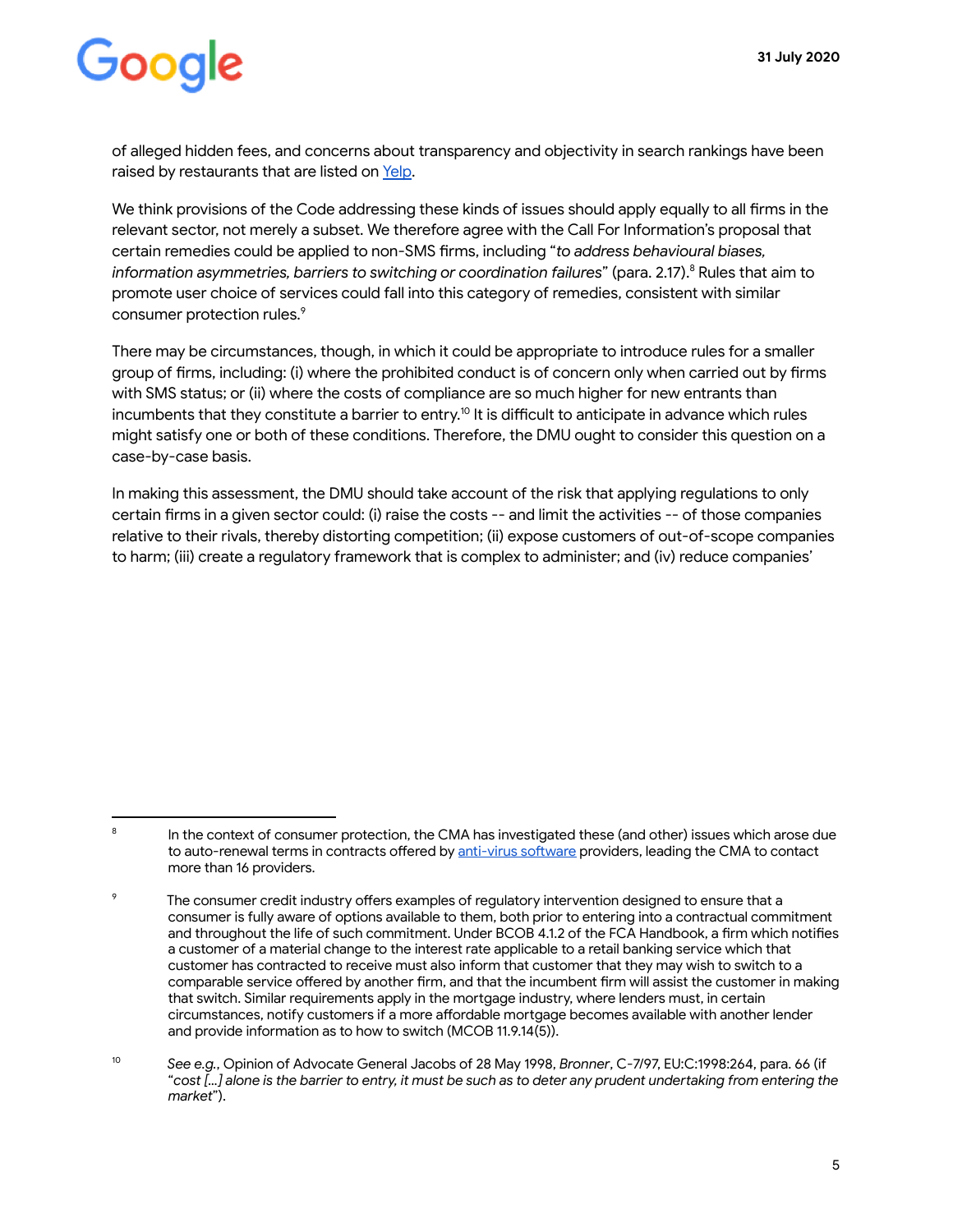of alleged hidden fees, and concerns about transparency and objectivity in search rankings have been raised by restaurants that are listed on Yelp.

We think provisions of the Code addressing these kinds of issues should apply equally to all firms in the relevant sector, not merely a subset. We therefore agree with the Call For Information's proposal that certain remedies could be applied to non-SMS firms, including "*to address behavioural biases, information asymmetries, barriers to switching or coordination failures*" (para. 2.17).[8] Rules that aim to promote user choice of services could fall into this category of remedies, consistent with similar consumer protection rules.[9]

There may be circumstances, though, in which it could be appropriate to introduce rules for a smaller group of firms, including: (i) where the prohibited conduct is of concern only when carried out by firms with SMS status; or (ii) where the costs of compliance are so much higher for new entrants than incumbents that they constitute a barrier to entry.[10] It is difficult to anticipate in advance which rules might satisfy one or both of these conditions. Therefore, the DMU ought to consider this question on a case-by-case basis.

In making this assessment, the DMU should take account of the risk that applying regulations to only certain firms in a given sector could: (i) raise the costs -- and limit the activities -- of those companies relative to their rivals, thereby distorting competition; (ii) expose customers of out-of-scope companies to harm; (iii) create a regulatory framework that is complex to administer; and (iv) reduce companies'

---

[8] In the context of consumer protection, the CMA has investigated these (and other) issues which arose due to auto-renewal terms in contracts offered by anti-virus software providers, leading the CMA to contact more than 16 providers.

[9] The consumer credit industry offers examples of regulatory intervention designed to ensure that a consumer is fully aware of options available to them, both prior to entering into a contractual commitment and throughout the life of such commitment. Under BCOB 4.1.2 of the FCA Handbook, a firm which notifies a customer of a material change to the interest rate applicable to a retail banking service which that customer has contracted to receive must also inform that customer that they may wish to switch to a comparable service offered by another firm, and that the incumbent firm will assist the customer in making that switch. Similar requirements apply in the mortgage industry, where lenders must, in certain circumstances, notify customers if a more affordable mortgage becomes available with another lender and provide information as to how to switch (MCOB 11.9.14(5)).

[10] *See e.g.*, Opinion of Advocate General Jacobs of 28 May 1998, *Bronner*, C-7/97, EU:C:1998:264, para. 66 (if "*cost [...] alone is the barrier to entry, it must be such as to deter any prudent undertaking from entering the market*").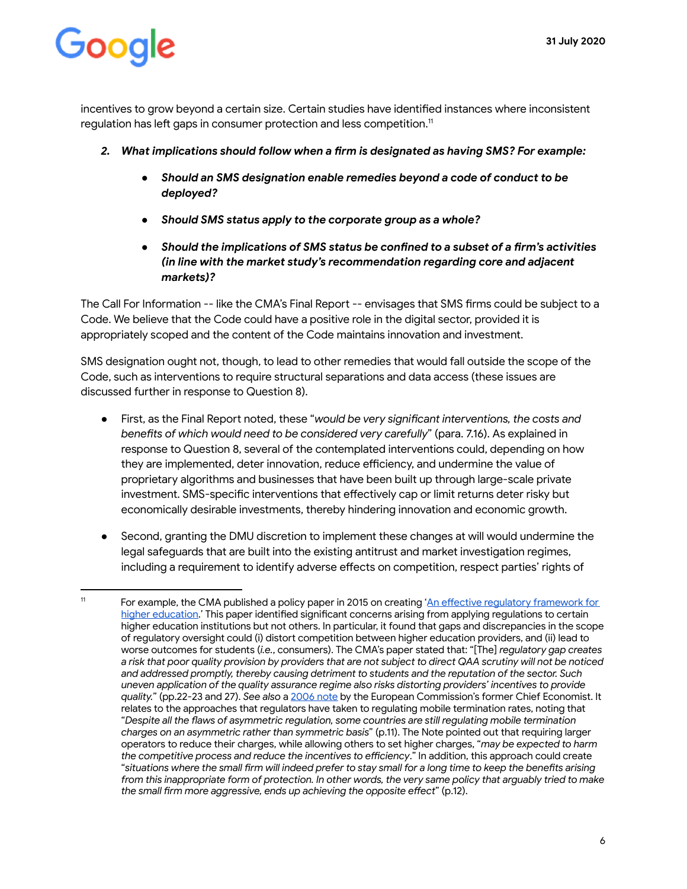incentives to grow beyond a certain size. Certain studies have identified instances where inconsistent regulation has left gaps in consumer protection and less competition.[11]

2. ***What implications should follow when a firm is designated as having SMS? For example:***

   - ***Should an SMS designation enable remedies beyond a code of conduct to be deployed?***
   - ***Should SMS status apply to the corporate group as a whole?***
   - ***Should the implications of SMS status be confined to a subset of a firm's activities (in line with the market study's recommendation regarding core and adjacent markets)?***

The Call For Information -- like the CMA's Final Report -- envisages that SMS firms could be subject to a Code. We believe that the Code could have a positive role in the digital sector, provided it is appropriately scoped and the content of the Code maintains innovation and investment.

SMS designation ought not, though, to lead to other remedies that would fall outside the scope of the Code, such as interventions to require structural separations and data access (these issues are discussed further in response to Question 8).

- First, as the Final Report noted, these "*would be very significant interventions, the costs and benefits of which would need to be considered very carefully*" (para. 7.16). As explained in response to Question 8, several of the contemplated interventions could, depending on how they are implemented, deter innovation, reduce efficiency, and undermine the value of proprietary algorithms and businesses that have been built up through large-scale private investment. SMS-specific interventions that effectively cap or limit returns deter risky but economically desirable investments, thereby hindering innovation and economic growth.

- Second, granting the DMU discretion to implement these changes at will would undermine the legal safeguards that are built into the existing antitrust and market investigation regimes, including a requirement to identify adverse effects on competition, respect parties' rights of

---

[11] For example, the CMA published a policy paper in 2015 on creating '[An effective regulatory framework for higher education](#).' This paper identified significant concerns arising from applying regulations to certain higher education institutions but not others. In particular, it found that gaps and discrepancies in the scope of regulatory oversight could (i) distort competition between higher education providers, and (ii) lead to worse outcomes for students (*i.e.*, consumers). The CMA's paper stated that: "[The] *regulatory gap creates a risk that poor quality provision by providers that are not subject to direct QAA scrutiny will not be noticed and addressed promptly, thereby causing detriment to students and the reputation of the sector. Such uneven application of the quality assurance regime also risks distorting providers' incentives to provide quality.*" (pp.22-23 and 27). *See also* a [2006 note](#) by the European Commission's former Chief Economist. It relates to the approaches that regulators have taken to regulating mobile termination rates, noting that "*Despite all the flaws of asymmetric regulation, some countries are still regulating mobile termination charges on an asymmetric rather than symmetric basis*" (p.11). The Note pointed out that requiring larger operators to reduce their charges, while allowing others to set higher charges, "*may be expected to harm the competitive process and reduce the incentives to efficiency*." In addition, this approach could create "*situations where the small firm will indeed prefer to stay small for a long time to keep the benefits arising from this inappropriate form of protection. In other words, the very same policy that arguably tried to make the small firm more aggressive, ends up achieving the opposite effect*" (p.12).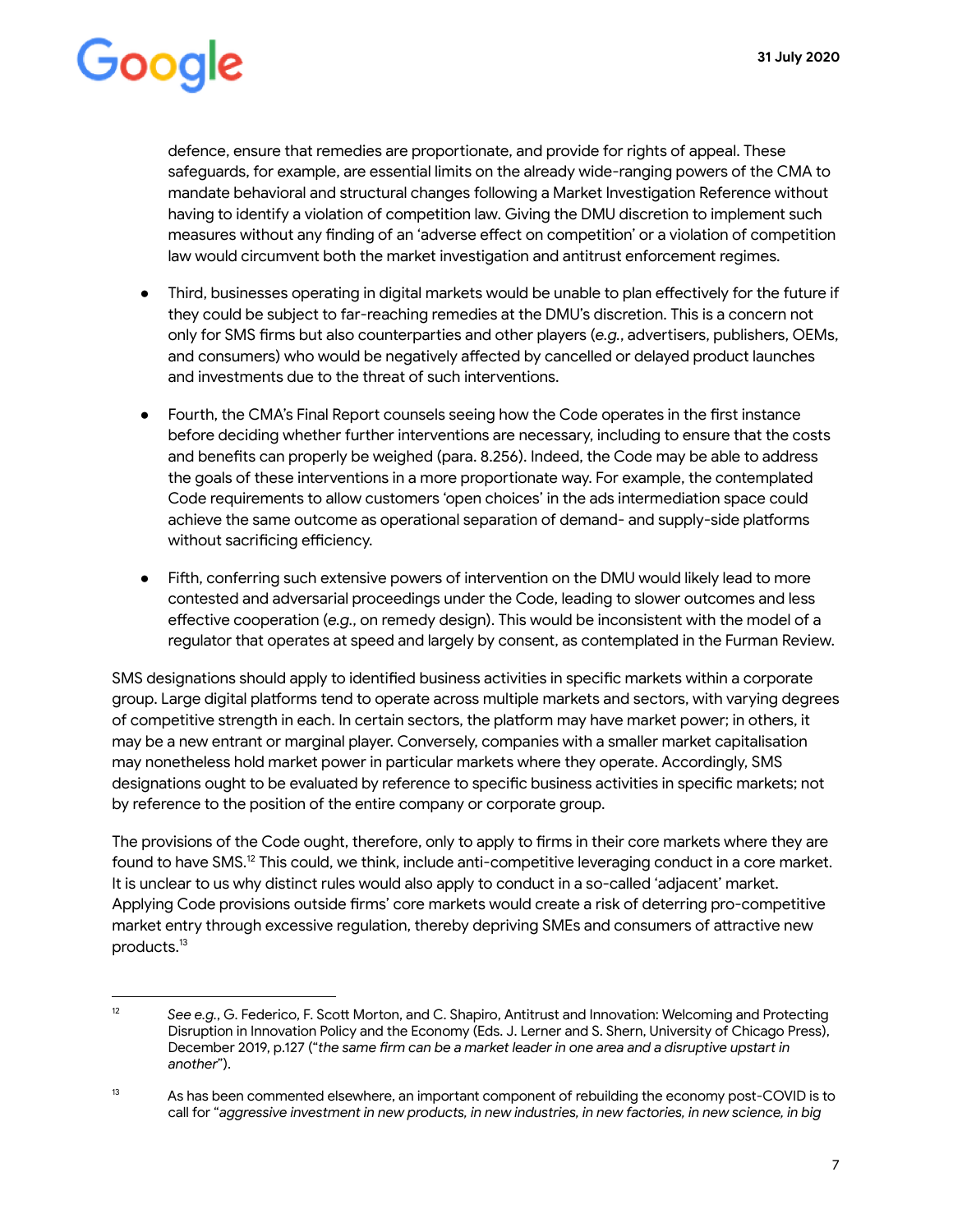defence, ensure that remedies are proportionate, and provide for rights of appeal. These safeguards, for example, are essential limits on the already wide-ranging powers of the CMA to mandate behavioral and structural changes following a Market Investigation Reference without having to identify a violation of competition law. Giving the DMU discretion to implement such measures without any finding of an 'adverse effect on competition' or a violation of competition law would circumvent both the market investigation and antitrust enforcement regimes.

- Third, businesses operating in digital markets would be unable to plan effectively for the future if they could be subject to far-reaching remedies at the DMU's discretion. This is a concern not only for SMS firms but also counterparties and other players (*e.g.*, advertisers, publishers, OEMs, and consumers) who would be negatively affected by cancelled or delayed product launches and investments due to the threat of such interventions.

- Fourth, the CMA's Final Report counsels seeing how the Code operates in the first instance before deciding whether further interventions are necessary, including to ensure that the costs and benefits can properly be weighed (para. 8.256). Indeed, the Code may be able to address the goals of these interventions in a more proportionate way. For example, the contemplated Code requirements to allow customers 'open choices' in the ads intermediation space could achieve the same outcome as operational separation of demand- and supply-side platforms without sacrificing efficiency.

- Fifth, conferring such extensive powers of intervention on the DMU would likely lead to more contested and adversarial proceedings under the Code, leading to slower outcomes and less effective cooperation (*e.g.*, on remedy design). This would be inconsistent with the model of a regulator that operates at speed and largely by consent, as contemplated in the Furman Review.

SMS designations should apply to identified business activities in specific markets within a corporate group. Large digital platforms tend to operate across multiple markets and sectors, with varying degrees of competitive strength in each. In certain sectors, the platform may have market power; in others, it may be a new entrant or marginal player. Conversely, companies with a smaller market capitalisation may nonetheless hold market power in particular markets where they operate. Accordingly, SMS designations ought to be evaluated by reference to specific business activities in specific markets; not by reference to the position of the entire company or corporate group.

The provisions of the Code ought, therefore, only to apply to firms in their core markets where they are found to have SMS.[12] This could, we think, include anti-competitive leveraging conduct in a core market. It is unclear to us why distinct rules would also apply to conduct in a so-called 'adjacent' market. Applying Code provisions outside firms' core markets would create a risk of deterring pro-competitive market entry through excessive regulation, thereby depriving SMEs and consumers of attractive new products.[13]

---

[12] *See e.g.*, G. Federico, F. Scott Morton, and C. Shapiro, Antitrust and Innovation: Welcoming and Protecting Disruption in Innovation Policy and the Economy (Eds. J. Lerner and S. Shern, University of Chicago Press), December 2019, p.127 ("*the same firm can be a market leader in one area and a disruptive upstart in another*").

[13] As has been commented elsewhere, an important component of rebuilding the economy post-COVID is to call for "*aggressive investment in new products, in new industries, in new factories, in new science, in big*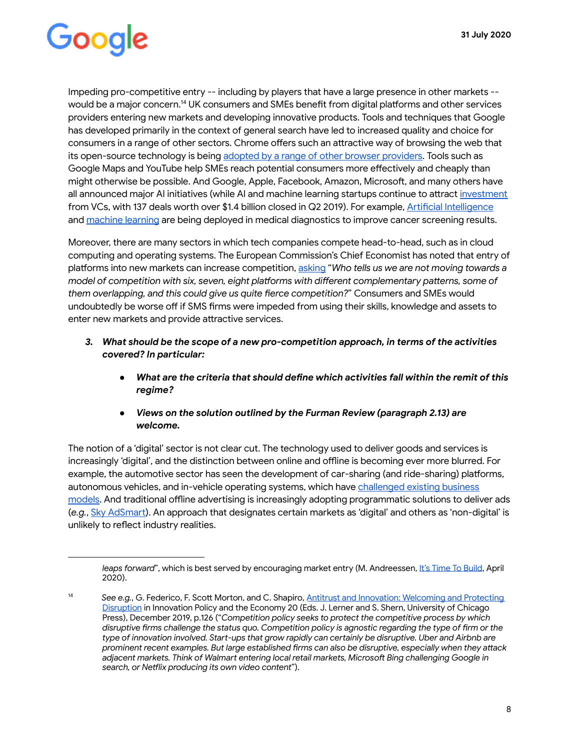Impeding pro-competitive entry -- including by players that have a large presence in other markets -- would be a major concern.[14] UK consumers and SMEs benefit from digital platforms and other services providers entering new markets and developing innovative products. Tools and techniques that Google has developed primarily in the context of general search have led to increased quality and choice for consumers in a range of other sectors. Chrome offers such an attractive way of browsing the web that its open-source technology is being adopted by a range of other browser providers. Tools such as Google Maps and YouTube help SMEs reach potential consumers more effectively and cheaply than might otherwise be possible. And Google, Apple, Facebook, Amazon, Microsoft, and many others have all announced major AI initiatives (while AI and machine learning startups continue to attract investment from VCs, with 137 deals worth over $1.4 billion closed in Q2 2019). For example, Artificial Intelligence and machine learning are being deployed in medical diagnostics to improve cancer screening results.

Moreover, there are many sectors in which tech companies compete head-to-head, such as in cloud computing and operating systems. The European Commission's Chief Economist has noted that entry of platforms into new markets can increase competition, asking "*Who tells us we are not moving towards a model of competition with six, seven, eight platforms with different complementary patterns, some of them overlapping, and this could give us quite fierce competition?*" Consumers and SMEs would undoubtedly be worse off if SMS firms were impeded from using their skills, knowledge and assets to enter new markets and provide attractive services.

3. ***What should be the scope of a new pro-competition approach, in terms of the activities covered? In particular:***

    - ***What are the criteria that should define which activities fall within the remit of this regime?***

    - ***Views on the solution outlined by the Furman Review (paragraph 2.13) are welcome.***

The notion of a 'digital' sector is not clear cut. The technology used to deliver goods and services is increasingly 'digital', and the distinction between online and offline is becoming ever more blurred. For example, the automotive sector has seen the development of car-sharing (and ride-sharing) platforms, autonomous vehicles, and in-vehicle operating systems, which have challenged existing business models. And traditional offline advertising is increasingly adopting programmatic solutions to deliver ads (*e.g.*, Sky AdSmart). An approach that designates certain markets as 'digital' and others as 'non-digital' is unlikely to reflect industry realities.

---

*leaps forward*", which is best served by encouraging market entry (M. Andreessen, It's Time To Build, April 2020).

[14] *See e.g.*, G. Federico, F. Scott Morton, and C. Shapiro, Antitrust and Innovation: Welcoming and Protecting Disruption in Innovation Policy and the Economy 20 (Eds. J. Lerner and S. Shern, University of Chicago Press), December 2019, p.126 ("*Competition policy seeks to protect the competitive process by which disruptive firms challenge the status quo. Competition policy is agnostic regarding the type of firm or the type of innovation involved. Start-ups that grow rapidly can certainly be disruptive. Uber and Airbnb are prominent recent examples. But large established firms can also be disruptive, especially when they attack adjacent markets. Think of Walmart entering local retail markets, Microsoft Bing challenging Google in search, or Netflix producing its own video content*").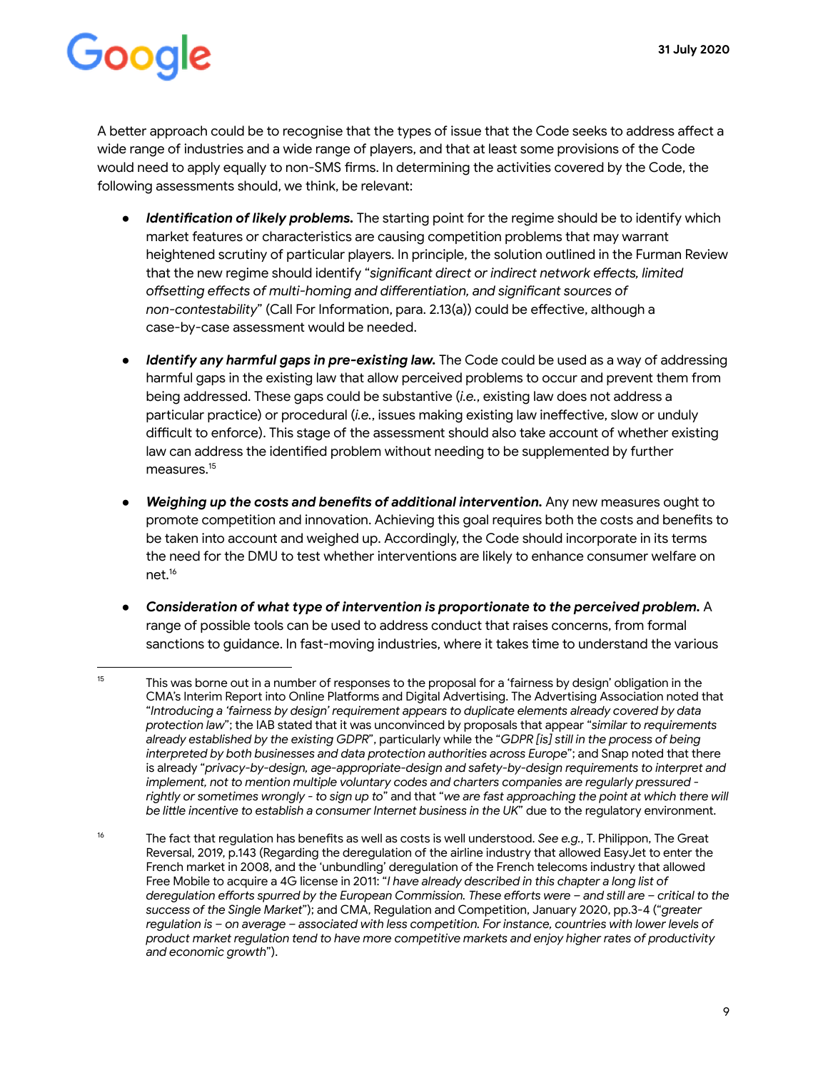A better approach could be to recognise that the types of issue that the Code seeks to address affect a wide range of industries and a wide range of players, and that at least some provisions of the Code would need to apply equally to non-SMS firms. In determining the activities covered by the Code, the following assessments should, we think, be relevant:

- ***Identification of likely problems.*** The starting point for the regime should be to identify which market features or characteristics are causing competition problems that may warrant heightened scrutiny of particular players. In principle, the solution outlined in the Furman Review that the new regime should identify "*significant direct or indirect network effects, limited offsetting effects of multi-homing and differentiation, and significant sources of non-contestability*" (Call For Information, para. 2.13(a)) could be effective, although a case-by-case assessment would be needed.

- ***Identify any harmful gaps in pre-existing law.*** The Code could be used as a way of addressing harmful gaps in the existing law that allow perceived problems to occur and prevent them from being addressed. These gaps could be substantive (*i.e.*, existing law does not address a particular practice) or procedural (*i.e.*, issues making existing law ineffective, slow or unduly difficult to enforce). This stage of the assessment should also take account of whether existing law can address the identified problem without needing to be supplemented by further measures.[15]

- ***Weighing up the costs and benefits of additional intervention.*** Any new measures ought to promote competition and innovation. Achieving this goal requires both the costs and benefits to be taken into account and weighed up. Accordingly, the Code should incorporate in its terms the need for the DMU to test whether interventions are likely to enhance consumer welfare on net.[16]

- ***Consideration of what type of intervention is proportionate to the perceived problem.*** A range of possible tools can be used to address conduct that raises concerns, from formal sanctions to guidance. In fast-moving industries, where it takes time to understand the various

---

[15] This was borne out in a number of responses to the proposal for a 'fairness by design' obligation in the CMA's Interim Report into Online Platforms and Digital Advertising. The Advertising Association noted that "*Introducing a 'fairness by design' requirement appears to duplicate elements already covered by data protection law*"; the IAB stated that it was unconvinced by proposals that appear "*similar to requirements already established by the existing GDPR*", particularly while the "*GDPR [is] still in the process of being interpreted by both businesses and data protection authorities across Europe*"; and Snap noted that there is already "*privacy-by-design, age-appropriate-design and safety-by-design requirements to interpret and implement, not to mention multiple voluntary codes and charters companies are regularly pressured - rightly or sometimes wrongly - to sign up to*" and that "*we are fast approaching the point at which there will be little incentive to establish a consumer Internet business in the UK*" due to the regulatory environment.

[16] The fact that regulation has benefits as well as costs is well understood. *See e.g.*, T. Philippon, The Great Reversal, 2019, p.143 (Regarding the deregulation of the airline industry that allowed EasyJet to enter the French market in 2008, and the 'unbundling' deregulation of the French telecoms industry that allowed Free Mobile to acquire a 4G license in 2011: "*I have already described in this chapter a long list of deregulation efforts spurred by the European Commission. These efforts were – and still are – critical to the success of the Single Market*"); and CMA, Regulation and Competition, January 2020, pp.3-4 ("*greater regulation is – on average – associated with less competition. For instance, countries with lower levels of product market regulation tend to have more competitive markets and enjoy higher rates of productivity and economic growth*").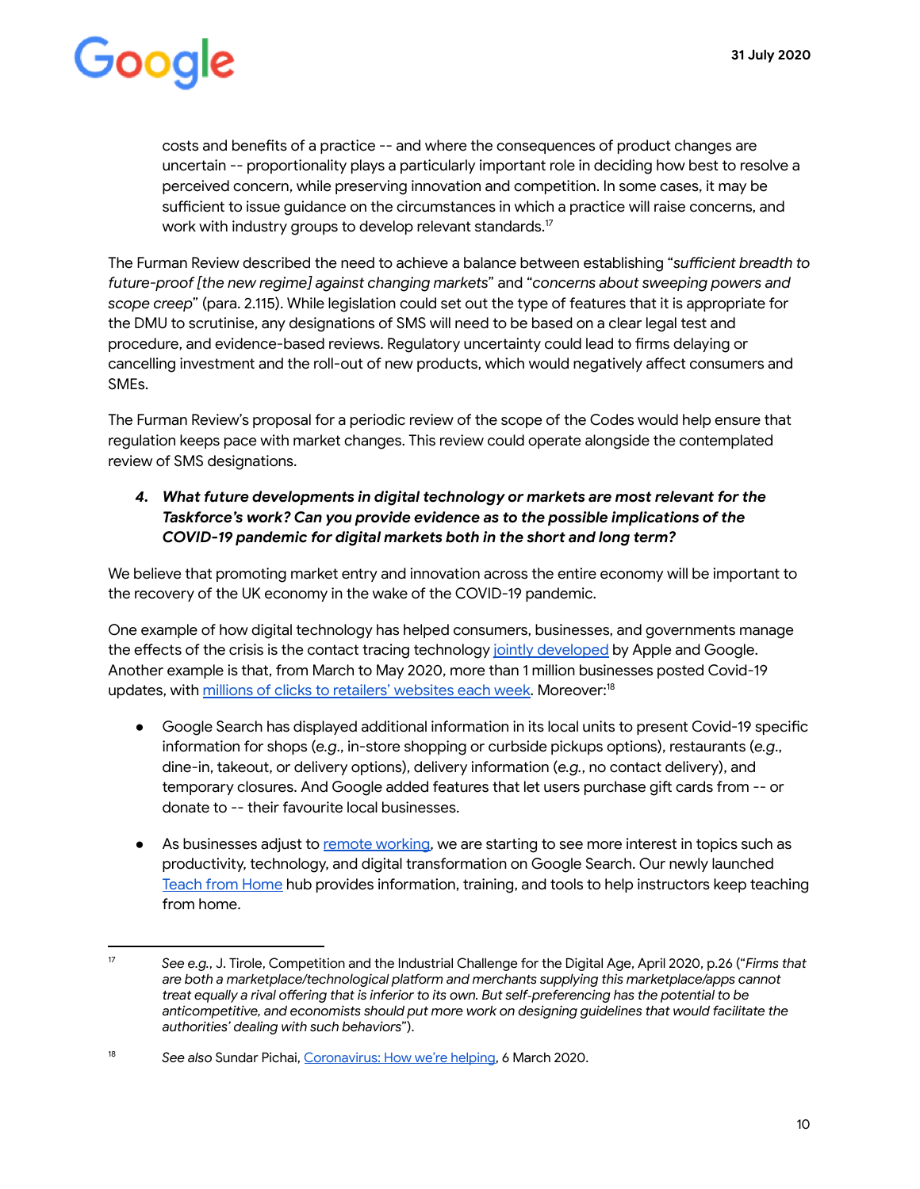costs and benefits of a practice -- and where the consequences of product changes are uncertain -- proportionality plays a particularly important role in deciding how best to resolve a perceived concern, while preserving innovation and competition. In some cases, it may be sufficient to issue guidance on the circumstances in which a practice will raise concerns, and work with industry groups to develop relevant standards.[17]

The Furman Review described the need to achieve a balance between establishing "*sufficient breadth to future-proof [the new regime] against changing markets*" and "*concerns about sweeping powers and scope creep*" (para. 2.115). While legislation could set out the type of features that it is appropriate for the DMU to scrutinise, any designations of SMS will need to be based on a clear legal test and procedure, and evidence-based reviews. Regulatory uncertainty could lead to firms delaying or cancelling investment and the roll-out of new products, which would negatively affect consumers and SMEs.

The Furman Review's proposal for a periodic review of the scope of the Codes would help ensure that regulation keeps pace with market changes. This review could operate alongside the contemplated review of SMS designations.

4. ***What future developments in digital technology or markets are most relevant for the Taskforce's work? Can you provide evidence as to the possible implications of the COVID-19 pandemic for digital markets both in the short and long term?***

We believe that promoting market entry and innovation across the entire economy will be important to the recovery of the UK economy in the wake of the COVID-19 pandemic.

One example of how digital technology has helped consumers, businesses, and governments manage the effects of the crisis is the contact tracing technology jointly developed by Apple and Google. Another example is that, from March to May 2020, more than 1 million businesses posted Covid-19 updates, with millions of clicks to retailers' websites each week. Moreover:[18]

- Google Search has displayed additional information in its local units to present Covid-19 specific information for shops (*e.g.*, in-store shopping or curbside pickups options), restaurants (*e.g.*, dine-in, takeout, or delivery options), delivery information (*e.g.*, no contact delivery), and temporary closures. And Google added features that let users purchase gift cards from -- or donate to -- their favourite local businesses.
- As businesses adjust to remote working, we are starting to see more interest in topics such as productivity, technology, and digital transformation on Google Search. Our newly launched Teach from Home hub provides information, training, and tools to help instructors keep teaching from home.

---

[17] *See e.g.*, J. Tirole, Competition and the Industrial Challenge for the Digital Age, April 2020, p.26 ("*Firms that are both a marketplace/technological platform and merchants supplying this marketplace/apps cannot treat equally a rival offering that is inferior to its own. But self-preferencing has the potential to be anticompetitive, and economists should put more work on designing guidelines that would facilitate the authorities' dealing with such behaviors*").

[18] *See also* Sundar Pichai, Coronavirus: How we're helping, 6 March 2020.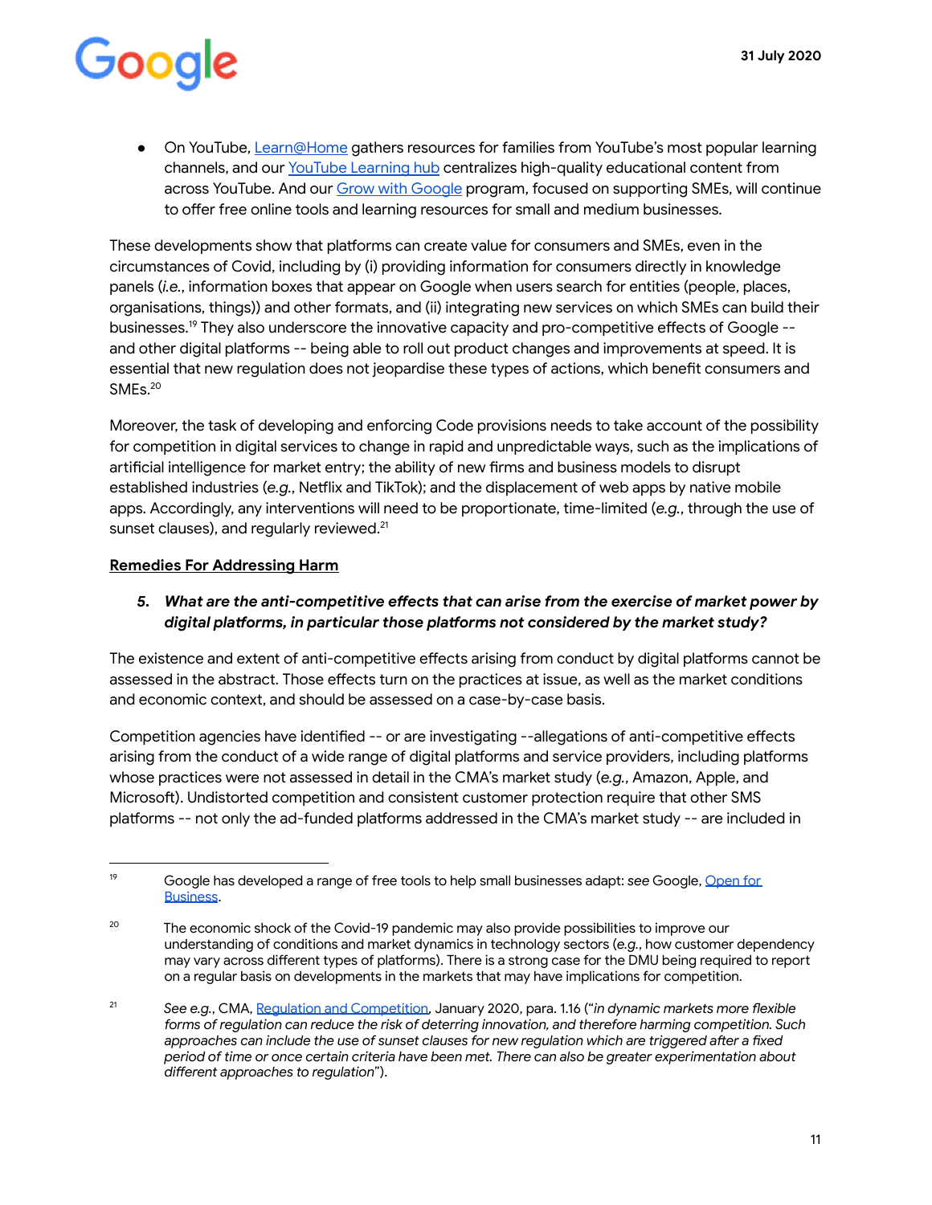- On YouTube, Learn@Home gathers resources for families from YouTube's most popular learning channels, and our YouTube Learning hub centralizes high-quality educational content from across YouTube. And our Grow with Google program, focused on supporting SMEs, will continue to offer free online tools and learning resources for small and medium businesses.

These developments show that platforms can create value for consumers and SMEs, even in the circumstances of Covid, including by (i) providing information for consumers directly in knowledge panels (*i.e.*, information boxes that appear on Google when users search for entities (people, places, organisations, things)) and other formats, and (ii) integrating new services on which SMEs can build their businesses.[19] They also underscore the innovative capacity and pro-competitive effects of Google -- and other digital platforms -- being able to roll out product changes and improvements at speed. It is essential that new regulation does not jeopardise these types of actions, which benefit consumers and SMEs.[20]

Moreover, the task of developing and enforcing Code provisions needs to take account of the possibility for competition in digital services to change in rapid and unpredictable ways, such as the implications of artificial intelligence for market entry; the ability of new firms and business models to disrupt established industries (*e.g.*, Netflix and TikTok); and the displacement of web apps by native mobile apps. Accordingly, any interventions will need to be proportionate, time-limited (*e.g.*, through the use of sunset clauses), and regularly reviewed.[21]

## Remedies For Addressing Harm

5. ***What are the anti-competitive effects that can arise from the exercise of market power by digital platforms, in particular those platforms not considered by the market study?***

The existence and extent of anti-competitive effects arising from conduct by digital platforms cannot be assessed in the abstract. Those effects turn on the practices at issue, as well as the market conditions and economic context, and should be assessed on a case-by-case basis.

Competition agencies have identified -- or are investigating --allegations of anti-competitive effects arising from the conduct of a wide range of digital platforms and service providers, including platforms whose practices were not assessed in detail in the CMA's market study (*e.g.*, Amazon, Apple, and Microsoft). Undistorted competition and consistent customer protection require that other SMS platforms -- not only the ad-funded platforms addressed in the CMA's market study -- are included in

---

[19] Google has developed a range of free tools to help small businesses adapt: *see* Google, Open for Business.

[20] The economic shock of the Covid-19 pandemic may also provide possibilities to improve our understanding of conditions and market dynamics in technology sectors (*e.g.*, how customer dependency may vary across different types of platforms). There is a strong case for the DMU being required to report on a regular basis on developments in the markets that may have implications for competition.

[21] *See e.g.*, CMA, Regulation and Competition, January 2020, para. 1.16 ("*in dynamic markets more flexible forms of regulation can reduce the risk of deterring innovation, and therefore harming competition. Such approaches can include the use of sunset clauses for new regulation which are triggered after a fixed period of time or once certain criteria have been met. There can also be greater experimentation about different approaches to regulation*").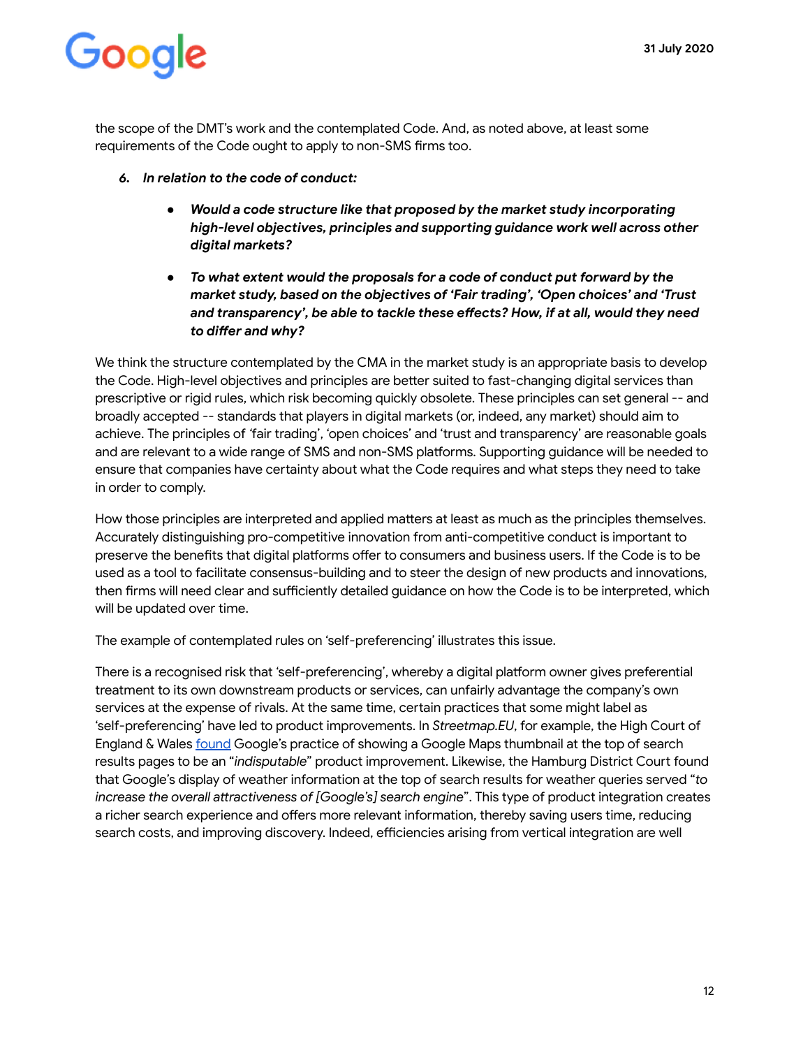the scope of the DMT's work and the contemplated Code. And, as noted above, at least some requirements of the Code ought to apply to non-SMS firms too.

6. ***In relation to the code of conduct:***

   - ***Would a code structure like that proposed by the market study incorporating high-level objectives, principles and supporting guidance work well across other digital markets?***

   - ***To what extent would the proposals for a code of conduct put forward by the market study, based on the objectives of 'Fair trading', 'Open choices' and 'Trust and transparency', be able to tackle these effects? How, if at all, would they need to differ and why?***

We think the structure contemplated by the CMA in the market study is an appropriate basis to develop the Code. High-level objectives and principles are better suited to fast-changing digital services than prescriptive or rigid rules, which risk becoming quickly obsolete. These principles can set general -- and broadly accepted -- standards that players in digital markets (or, indeed, any market) should aim to achieve. The principles of 'fair trading', 'open choices' and 'trust and transparency' are reasonable goals and are relevant to a wide range of SMS and non-SMS platforms. Supporting guidance will be needed to ensure that companies have certainty about what the Code requires and what steps they need to take in order to comply.

How those principles are interpreted and applied matters at least as much as the principles themselves. Accurately distinguishing pro-competitive innovation from anti-competitive conduct is important to preserve the benefits that digital platforms offer to consumers and business users. If the Code is to be used as a tool to facilitate consensus-building and to steer the design of new products and innovations, then firms will need clear and sufficiently detailed guidance on how the Code is to be interpreted, which will be updated over time.

The example of contemplated rules on 'self-preferencing' illustrates this issue.

There is a recognised risk that 'self-preferencing', whereby a digital platform owner gives preferential treatment to its own downstream products or services, can unfairly advantage the company's own services at the expense of rivals. At the same time, certain practices that some might label as 'self-preferencing' have led to product improvements. In *Streetmap.EU*, for example, the High Court of England & Wales found Google's practice of showing a Google Maps thumbnail at the top of search results pages to be an "*indisputable*" product improvement. Likewise, the Hamburg District Court found that Google's display of weather information at the top of search results for weather queries served "*to increase the overall attractiveness of [Google's] search engine*". This type of product integration creates a richer search experience and offers more relevant information, thereby saving users time, reducing search costs, and improving discovery. Indeed, efficiencies arising from vertical integration are well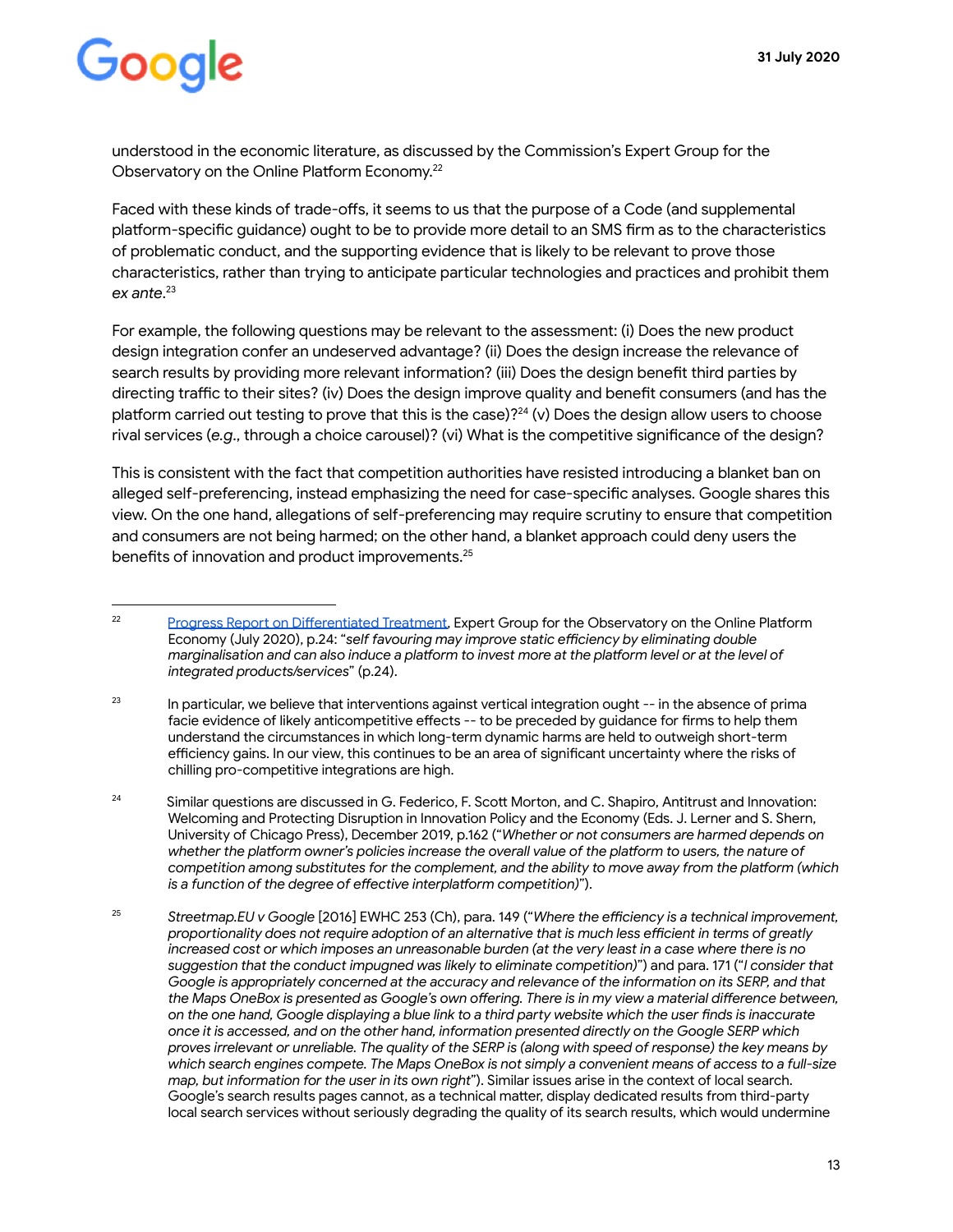understood in the economic literature, as discussed by the Commission's Expert Group for the Observatory on the Online Platform Economy.[22]

Faced with these kinds of trade-offs, it seems to us that the purpose of a Code (and supplemental platform-specific guidance) ought to be to provide more detail to an SMS firm as to the characteristics of problematic conduct, and the supporting evidence that is likely to be relevant to prove those characteristics, rather than trying to anticipate particular technologies and practices and prohibit them *ex ante*.[23]

For example, the following questions may be relevant to the assessment: (i) Does the new product design integration confer an undeserved advantage? (ii) Does the design increase the relevance of search results by providing more relevant information? (iii) Does the design benefit third parties by directing traffic to their sites? (iv) Does the design improve quality and benefit consumers (and has the platform carried out testing to prove that this is the case)?[24] (v) Does the design allow users to choose rival services (*e.g.*, through a choice carousel)? (vi) What is the competitive significance of the design?

This is consistent with the fact that competition authorities have resisted introducing a blanket ban on alleged self-preferencing, instead emphasizing the need for case-specific analyses. Google shares this view. On the one hand, allegations of self-preferencing may require scrutiny to ensure that competition and consumers are not being harmed; on the other hand, a blanket approach could deny users the benefits of innovation and product improvements.[25]

---

[22] Progress Report on Differentiated Treatment, Expert Group for the Observatory on the Online Platform Economy (July 2020), p.24: "*self favouring may improve static efficiency by eliminating double marginalisation and can also induce a platform to invest more at the platform level or at the level of integrated products/services*" (p.24).

[23] In particular, we believe that interventions against vertical integration ought -- in the absence of prima facie evidence of likely anticompetitive effects -- to be preceded by guidance for firms to help them understand the circumstances in which long-term dynamic harms are held to outweigh short-term efficiency gains. In our view, this continues to be an area of significant uncertainty where the risks of chilling pro-competitive integrations are high.

[24] Similar questions are discussed in G. Federico, F. Scott Morton, and C. Shapiro, Antitrust and Innovation: Welcoming and Protecting Disruption in Innovation Policy and the Economy (Eds. J. Lerner and S. Shern, University of Chicago Press), December 2019, p.162 ("*Whether or not consumers are harmed depends on whether the platform owner's policies increase the overall value of the platform to users, the nature of competition among substitutes for the complement, and the ability to move away from the platform (which is a function of the degree of effective interplatform competition)*").

[25] *Streetmap.EU v Google* [2016] EWHC 253 (Ch), para. 149 ("*Where the efficiency is a technical improvement, proportionality does not require adoption of an alternative that is much less efficient in terms of greatly increased cost or which imposes an unreasonable burden (at the very least in a case where there is no suggestion that the conduct impugned was likely to eliminate competition)*") and para. 171 ("*I consider that Google is appropriately concerned at the accuracy and relevance of the information on its SERP, and that the Maps OneBox is presented as Google's own offering. There is in my view a material difference between, on the one hand, Google displaying a blue link to a third party website which the user finds is inaccurate once it is accessed, and on the other hand, information presented directly on the Google SERP which proves irrelevant or unreliable. The quality of the SERP is (along with speed of response) the key means by which search engines compete. The Maps OneBox is not simply a convenient means of access to a full-size map, but information for the user in its own right*"). Similar issues arise in the context of local search. Google's search results pages cannot, as a technical matter, display dedicated results from third-party local search services without seriously degrading the quality of its search results, which would undermine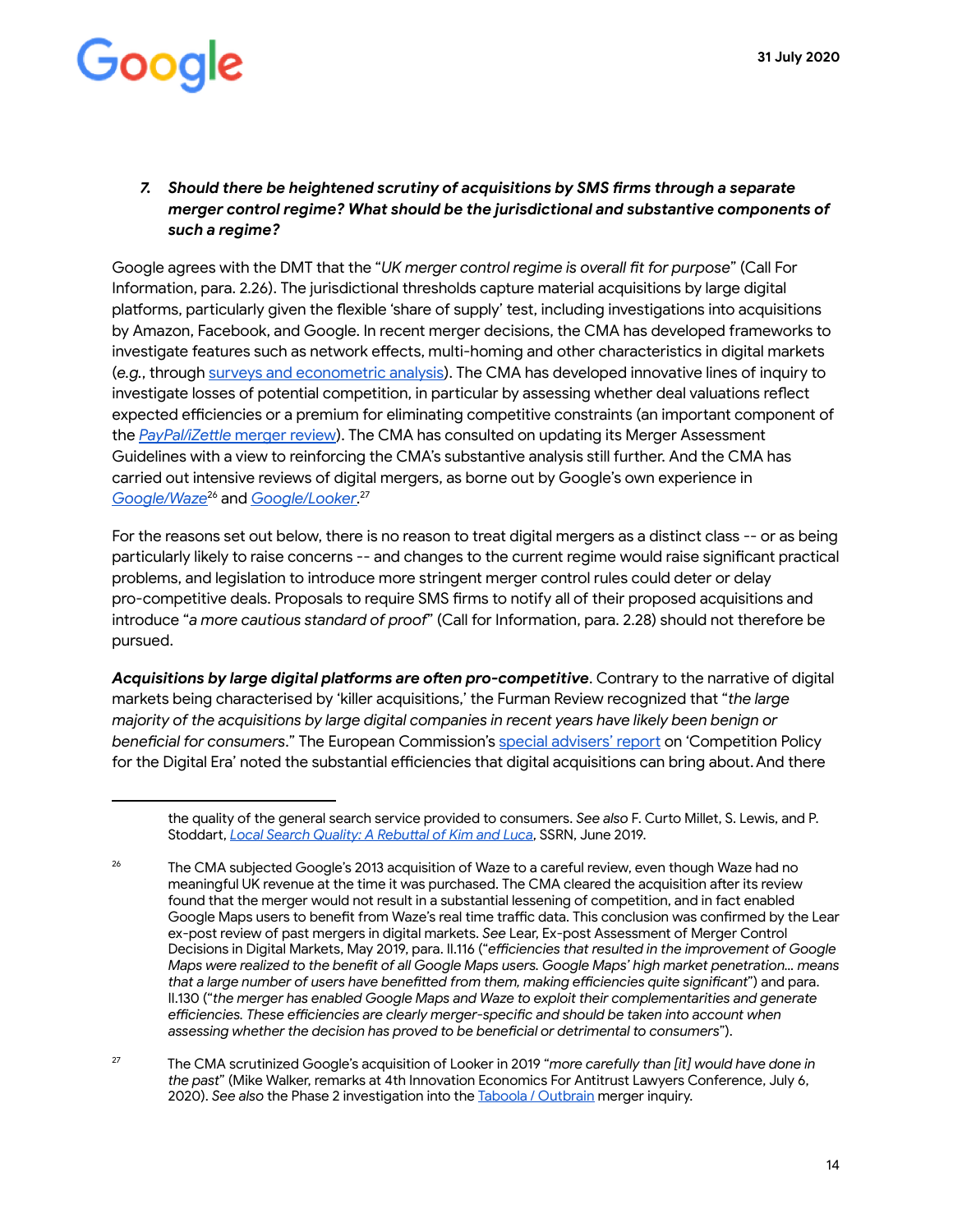*7. Should there be heightened scrutiny of acquisitions by SMS firms through a separate merger control regime? What should be the jurisdictional and substantive components of such a regime?*

Google agrees with the DMT that the "*UK merger control regime is overall fit for purpose*" (Call For Information, para. 2.26). The jurisdictional thresholds capture material acquisitions by large digital platforms, particularly given the flexible 'share of supply' test, including investigations into acquisitions by Amazon, Facebook, and Google. In recent merger decisions, the CMA has developed frameworks to investigate features such as network effects, multi-homing and other characteristics in digital markets (*e.g.*, through surveys and econometric analysis). The CMA has developed innovative lines of inquiry to investigate losses of potential competition, in particular by assessing whether deal valuations reflect expected efficiencies or a premium for eliminating competitive constraints (an important component of the *PayPal/iZettle* merger review). The CMA has consulted on updating its Merger Assessment Guidelines with a view to reinforcing the CMA's substantive analysis still further. And the CMA has carried out intensive reviews of digital mergers, as borne out by Google's own experience in *Google/Waze*[26] and *Google/Looker*.[27]

For the reasons set out below, there is no reason to treat digital mergers as a distinct class -- or as being particularly likely to raise concerns -- and changes to the current regime would raise significant practical problems, and legislation to introduce more stringent merger control rules could deter or delay pro-competitive deals. Proposals to require SMS firms to notify all of their proposed acquisitions and introduce "*a more cautious standard of proof*" (Call for Information, para. 2.28) should not therefore be pursued.

***Acquisitions by large digital platforms are often pro-competitive***. Contrary to the narrative of digital markets being characterised by 'killer acquisitions,' the Furman Review recognized that "*the large majority of the acquisitions by large digital companies in recent years have likely been benign or beneficial for consumers*." The European Commission's special advisers' report on 'Competition Policy for the Digital Era' noted the substantial efficiencies that digital acquisitions can bring about. And there

---

the quality of the general search service provided to consumers. *See also* F. Curto Millet, S. Lewis, and P. Stoddart, *Local Search Quality: A Rebuttal of Kim and Luca*, SSRN, June 2019.

[26] The CMA subjected Google's 2013 acquisition of Waze to a careful review, even though Waze had no meaningful UK revenue at the time it was purchased. The CMA cleared the acquisition after its review found that the merger would not result in a substantial lessening of competition, and in fact enabled Google Maps users to benefit from Waze's real time traffic data. This conclusion was confirmed by the Lear ex-post review of past mergers in digital markets. *See* Lear, Ex-post Assessment of Merger Control Decisions in Digital Markets, May 2019, para. II.116 ("*efficiencies that resulted in the improvement of Google Maps were realized to the benefit of all Google Maps users. Google Maps' high market penetration… means that a large number of users have benefitted from them, making efficiencies quite significant*") and para. II.130 ("*the merger has enabled Google Maps and Waze to exploit their complementarities and generate efficiencies. These efficiencies are clearly merger-specific and should be taken into account when assessing whether the decision has proved to be beneficial or detrimental to consumers*").

[27] The CMA scrutinized Google's acquisition of Looker in 2019 "*more carefully than [it] would have done in the past*" (Mike Walker, remarks at 4th Innovation Economics For Antitrust Lawyers Conference, July 6, 2020). *See also* the Phase 2 investigation into the Taboola / Outbrain merger inquiry.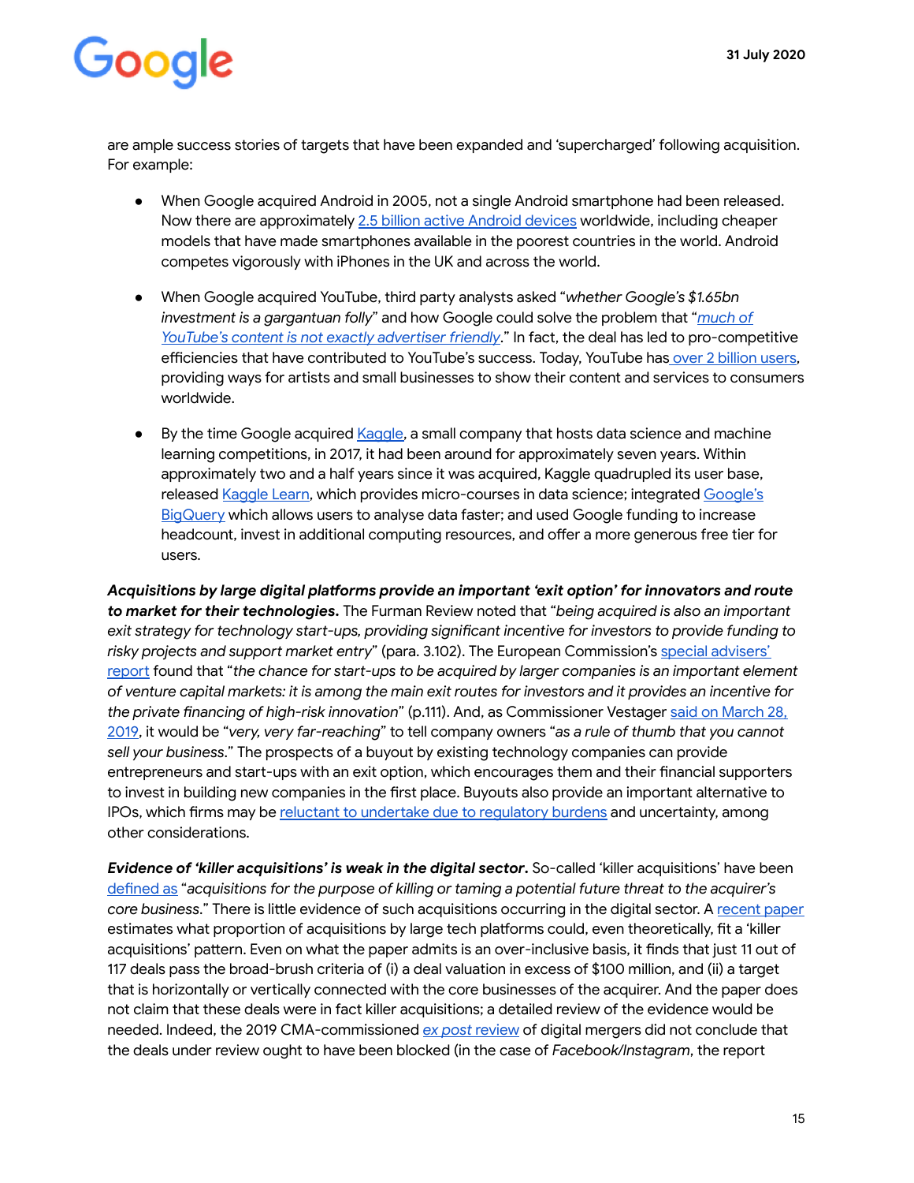are ample success stories of targets that have been expanded and 'supercharged' following acquisition. For example:

- When Google acquired Android in 2005, not a single Android smartphone had been released. Now there are approximately 2.5 billion active Android devices worldwide, including cheaper models that have made smartphones available in the poorest countries in the world. Android competes vigorously with iPhones in the UK and across the world.

- When Google acquired YouTube, third party analysts asked "*whether Google's $1.65bn investment is a gargantuan folly*" and how Google could solve the problem that "*much of YouTube's content is not exactly advertiser friendly*." In fact, the deal has led to pro-competitive efficiencies that have contributed to YouTube's success. Today, YouTube has over 2 billion users, providing ways for artists and small businesses to show their content and services to consumers worldwide.

- By the time Google acquired Kaggle, a small company that hosts data science and machine learning competitions, in 2017, it had been around for approximately seven years. Within approximately two and a half years since it was acquired, Kaggle quadrupled its user base, released Kaggle Learn, which provides micro-courses in data science; integrated Google's BigQuery which allows users to analyse data faster; and used Google funding to increase headcount, invest in additional computing resources, and offer a more generous free tier for users.

***Acquisitions by large digital platforms provide an important 'exit option' for innovators and route to market for their technologies.*** The Furman Review noted that "*being acquired is also an important exit strategy for technology start-ups, providing significant incentive for investors to provide funding to risky projects and support market entry*" (para. 3.102). The European Commission's special advisers' report found that "*the chance for start-ups to be acquired by larger companies is an important element of venture capital markets: it is among the main exit routes for investors and it provides an incentive for the private financing of high-risk innovation*" (p.111). And, as Commissioner Vestager said on March 28, 2019, it would be "*very, very far-reaching*" to tell company owners "*as a rule of thumb that you cannot sell your business*." The prospects of a buyout by existing technology companies can provide entrepreneurs and start-ups with an exit option, which encourages them and their financial supporters to invest in building new companies in the first place. Buyouts also provide an important alternative to IPOs, which firms may be reluctant to undertake due to regulatory burdens and uncertainty, among other considerations.

***Evidence of 'killer acquisitions' is weak in the digital sector.*** So-called 'killer acquisitions' have been defined as "*acquisitions for the purpose of killing or taming a potential future threat to the acquirer's core business*." There is little evidence of such acquisitions occurring in the digital sector. A recent paper estimates what proportion of acquisitions by large tech platforms could, even theoretically, fit a 'killer acquisitions' pattern. Even on what the paper admits is an over-inclusive basis, it finds that just 11 out of 117 deals pass the broad-brush criteria of (i) a deal valuation in excess of $100 million, and (ii) a target that is horizontally or vertically connected with the core businesses of the acquirer. And the paper does not claim that these deals were in fact killer acquisitions; a detailed review of the evidence would be needed. Indeed, the 2019 CMA-commissioned *ex post* review of digital mergers did not conclude that the deals under review ought to have been blocked (in the case of *Facebook/Instagram*, the report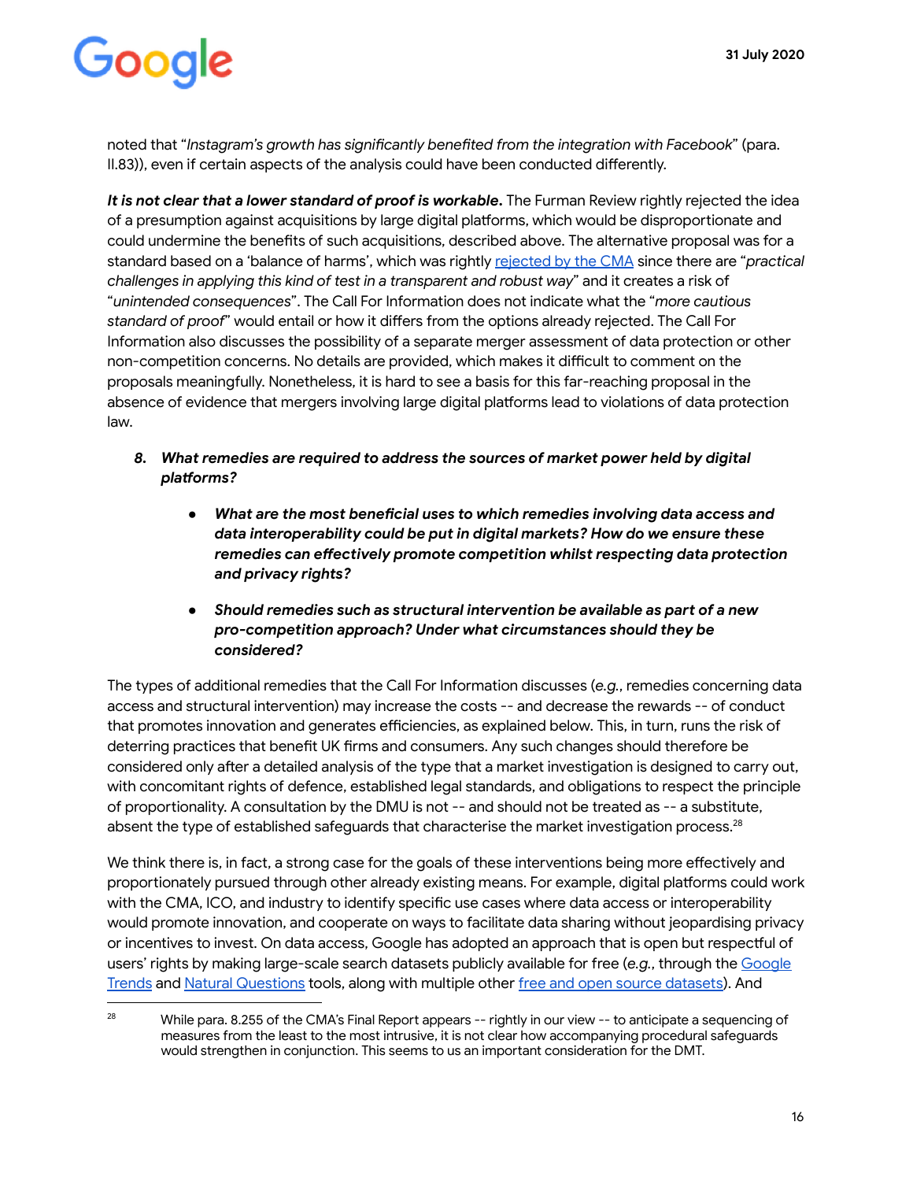noted that "*Instagram's growth has significantly benefited from the integration with Facebook*" (para. II.83)), even if certain aspects of the analysis could have been conducted differently.

***It is not clear that a lower standard of proof is workable.*** The Furman Review rightly rejected the idea of a presumption against acquisitions by large digital platforms, which would be disproportionate and could undermine the benefits of such acquisitions, described above. The alternative proposal was for a standard based on a 'balance of harms', which was rightly rejected by the CMA since there are "*practical challenges in applying this kind of test in a transparent and robust way*" and it creates a risk of "*unintended consequences*". The Call For Information does not indicate what the "*more cautious standard of proof*" would entail or how it differs from the options already rejected. The Call For Information also discusses the possibility of a separate merger assessment of data protection or other non-competition concerns. No details are provided, which makes it difficult to comment on the proposals meaningfully. Nonetheless, it is hard to see a basis for this far-reaching proposal in the absence of evidence that mergers involving large digital platforms lead to violations of data protection law.

8. ***What remedies are required to address the sources of market power held by digital platforms?***

    - ***What are the most beneficial uses to which remedies involving data access and data interoperability could be put in digital markets? How do we ensure these remedies can effectively promote competition whilst respecting data protection and privacy rights?***

    - ***Should remedies such as structural intervention be available as part of a new pro-competition approach? Under what circumstances should they be considered?***

The types of additional remedies that the Call For Information discusses (*e.g.*, remedies concerning data access and structural intervention) may increase the costs -- and decrease the rewards -- of conduct that promotes innovation and generates efficiencies, as explained below. This, in turn, runs the risk of deterring practices that benefit UK firms and consumers. Any such changes should therefore be considered only after a detailed analysis of the type that a market investigation is designed to carry out, with concomitant rights of defence, established legal standards, and obligations to respect the principle of proportionality. A consultation by the DMU is not -- and should not be treated as -- a substitute, absent the type of established safeguards that characterise the market investigation process.[28]

We think there is, in fact, a strong case for the goals of these interventions being more effectively and proportionately pursued through other already existing means. For example, digital platforms could work with the CMA, ICO, and industry to identify specific use cases where data access or interoperability would promote innovation, and cooperate on ways to facilitate data sharing without jeopardising privacy or incentives to invest. On data access, Google has adopted an approach that is open but respectful of users' rights by making large-scale search datasets publicly available for free (*e.g.*, through the Google Trends and Natural Questions tools, along with multiple other free and open source datasets). And

[28] While para. 8.255 of the CMA's Final Report appears -- rightly in our view -- to anticipate a sequencing of measures from the least to the most intrusive, it is not clear how accompanying procedural safeguards would strengthen in conjunction. This seems to us an important consideration for the DMT.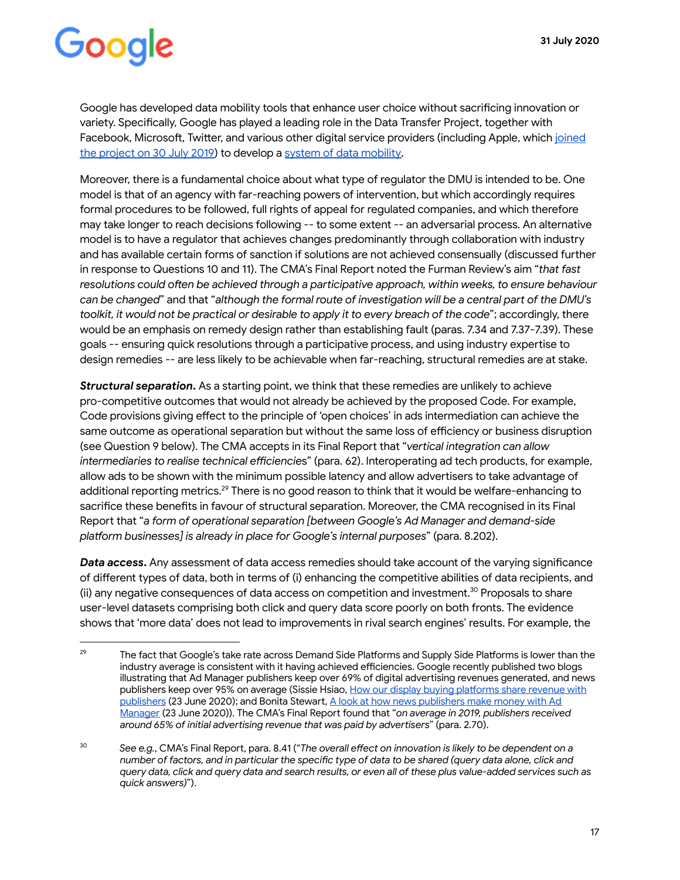Google has developed data mobility tools that enhance user choice without sacrificing innovation or variety. Specifically, Google has played a leading role in the Data Transfer Project, together with Facebook, Microsoft, Twitter, and various other digital service providers (including Apple, which joined the project on 30 July 2019) to develop a system of data mobility.

Moreover, there is a fundamental choice about what type of regulator the DMU is intended to be. One model is that of an agency with far-reaching powers of intervention, but which accordingly requires formal procedures to be followed, full rights of appeal for regulated companies, and which therefore may take longer to reach decisions following -- to some extent -- an adversarial process. An alternative model is to have a regulator that achieves changes predominantly through collaboration with industry and has available certain forms of sanction if solutions are not achieved consensually (discussed further in response to Questions 10 and 11). The CMA's Final Report noted the Furman Review's aim "*that fast resolutions could often be achieved through a participative approach, within weeks, to ensure behaviour can be changed*" and that "*although the formal route of investigation will be a central part of the DMU's toolkit, it would not be practical or desirable to apply it to every breach of the code*"; accordingly, there would be an emphasis on remedy design rather than establishing fault (paras. 7.34 and 7.37-7.39). These goals -- ensuring quick resolutions through a participative process, and using industry expertise to design remedies -- are less likely to be achievable when far-reaching, structural remedies are at stake.

***Structural separation.*** As a starting point, we think that these remedies are unlikely to achieve pro-competitive outcomes that would not already be achieved by the proposed Code. For example, Code provisions giving effect to the principle of 'open choices' in ads intermediation can achieve the same outcome as operational separation but without the same loss of efficiency or business disruption (see Question 9 below). The CMA accepts in its Final Report that "*vertical integration can allow intermediaries to realise technical efficiencies*" (para. 62). Interoperating ad tech products, for example, allow ads to be shown with the minimum possible latency and allow advertisers to take advantage of additional reporting metrics.[29] There is no good reason to think that it would be welfare-enhancing to sacrifice these benefits in favour of structural separation. Moreover, the CMA recognised in its Final Report that "*a form of operational separation [between Google's Ad Manager and demand-side platform businesses] is already in place for Google's internal purposes*" (para. 8.202).

***Data access.*** Any assessment of data access remedies should take account of the varying significance of different types of data, both in terms of (i) enhancing the competitive abilities of data recipients, and (ii) any negative consequences of data access on competition and investment.[30] Proposals to share user-level datasets comprising both click and query data score poorly on both fronts. The evidence shows that 'more data' does not lead to improvements in rival search engines' results. For example, the

---

[29] The fact that Google's take rate across Demand Side Platforms and Supply Side Platforms is lower than the industry average is consistent with it having achieved efficiencies. Google recently published two blogs illustrating that Ad Manager publishers keep over 69% of digital advertising revenues generated, and news publishers keep over 95% on average (Sissie Hsiao, How our display buying platforms share revenue with publishers (23 June 2020); and Bonita Stewart, A look at how news publishers make money with Ad Manager (23 June 2020)). The CMA's Final Report found that "*on average in 2019, publishers received around 65% of initial advertising revenue that was paid by advertisers*" (para. 2.70).

[30] *See e.g.*, CMA's Final Report, para. 8.41 ("*The overall effect on innovation is likely to be dependent on a number of factors, and in particular the specific type of data to be shared (query data alone, click and query data, click and query data and search results, or even all of these plus value-added services such as quick answers)*").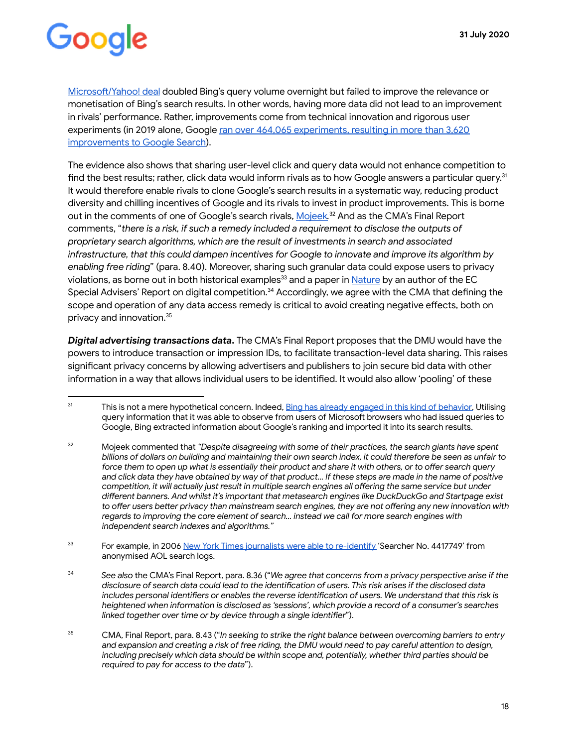Microsoft/Yahoo! deal doubled Bing's query volume overnight but failed to improve the relevance or monetisation of Bing's search results. In other words, having more data did not lead to an improvement in rivals' performance. Rather, improvements come from technical innovation and rigorous user experiments (in 2019 alone, Google ran over 464,065 experiments, resulting in more than 3,620 improvements to Google Search).

The evidence also shows that sharing user-level click and query data would not enhance competition to find the best results; rather, click data would inform rivals as to how Google answers a particular query.[31] It would therefore enable rivals to clone Google's search results in a systematic way, reducing product diversity and chilling incentives of Google and its rivals to invest in product improvements. This is borne out in the comments of one of Google's search rivals, Mojeek.[32] And as the CMA's Final Report comments, "*there is a risk, if such a remedy included a requirement to disclose the outputs of proprietary search algorithms, which are the result of investments in search and associated infrastructure, that this could dampen incentives for Google to innovate and improve its algorithm by enabling free riding*" (para. 8.40). Moreover, sharing such granular data could expose users to privacy violations, as borne out in both historical examples[33] and a paper in Nature by an author of the EC Special Advisers' Report on digital competition.[34] Accordingly, we agree with the CMA that defining the scope and operation of any data access remedy is critical to avoid creating negative effects, both on privacy and innovation.[35]

***Digital advertising transactions data.*** The CMA's Final Report proposes that the DMU would have the powers to introduce transaction or impression IDs, to facilitate transaction-level data sharing. This raises significant privacy concerns by allowing advertisers and publishers to join secure bid data with other information in a way that allows individual users to be identified. It would also allow 'pooling' of these

---

[31] This is not a mere hypothetical concern. Indeed, Bing has already engaged in this kind of behavior. Utilising query information that it was able to observe from users of Microsoft browsers who had issued queries to Google, Bing extracted information about Google's ranking and imported it into its search results.

[32] Mojeek commented that *"Despite disagreeing with some of their practices, the search giants have spent billions of dollars on building and maintaining their own search index, it could therefore be seen as unfair to force them to open up what is essentially their product and share it with others, or to offer search query and click data they have obtained by way of that product... If these steps are made in the name of positive competition, it will actually just result in multiple search engines all offering the same service but under different banners. And whilst it's important that metasearch engines like DuckDuckGo and Startpage exist to offer users better privacy than mainstream search engines, they are not offering any new innovation with regards to improving the core element of search... instead we call for more search engines with independent search indexes and algorithms."*

[33] For example, in 2006 New York Times journalists were able to re-identify 'Searcher No. 4417749' from anonymised AOL search logs.

[34] *See also* the CMA's Final Report, para. 8.36 ("*We agree that concerns from a privacy perspective arise if the disclosure of search data could lead to the identification of users. This risk arises if the disclosed data includes personal identifiers or enables the reverse identification of users. We understand that this risk is heightened when information is disclosed as 'sessions', which provide a record of a consumer's searches linked together over time or by device through a single identifier*").

[35] CMA, Final Report, para. 8.43 ("*In seeking to strike the right balance between overcoming barriers to entry and expansion and creating a risk of free riding, the DMU would need to pay careful attention to design, including precisely which data should be within scope and, potentially, whether third parties should be required to pay for access to the data*").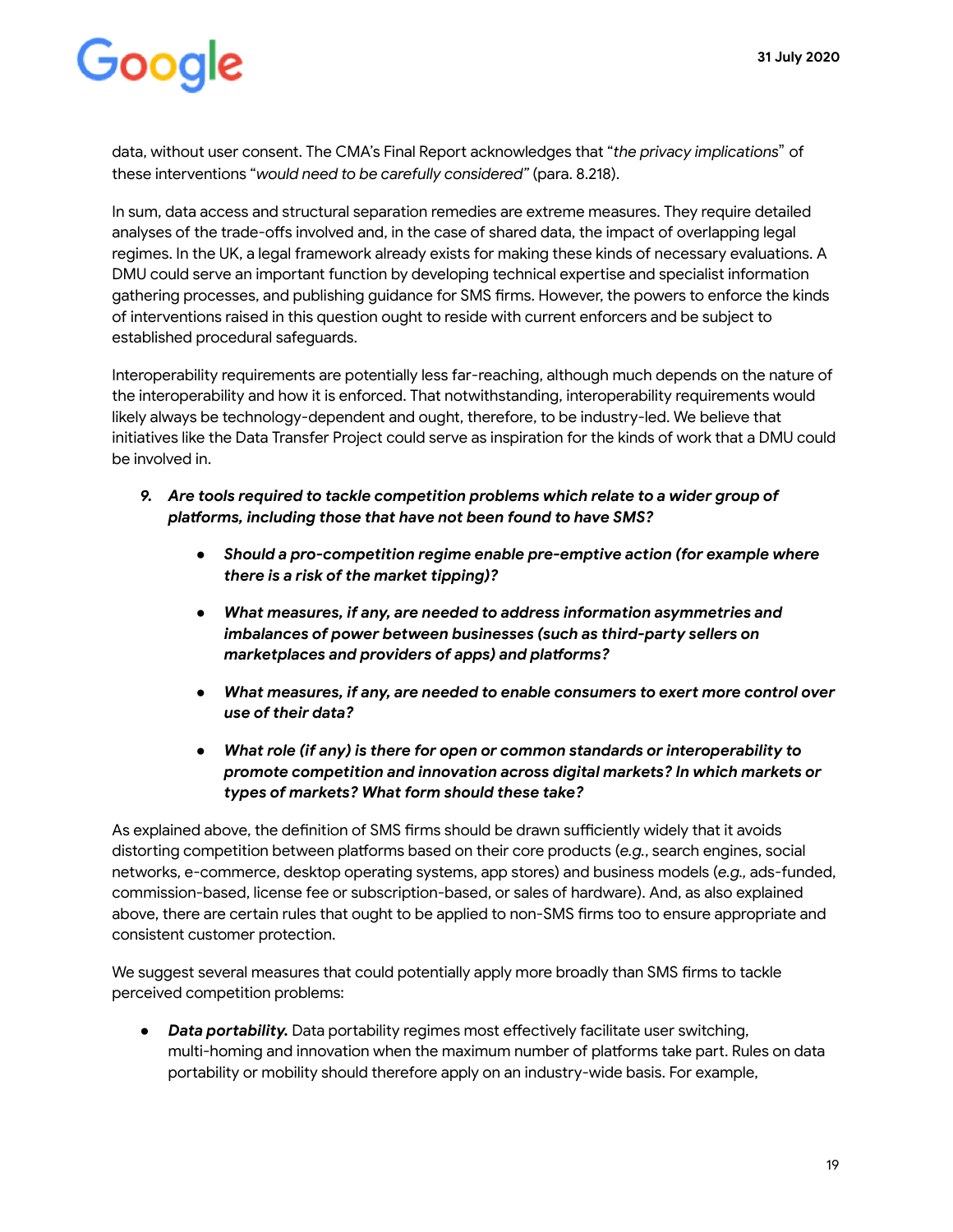data, without user consent. The CMA's Final Report acknowledges that "*the privacy implications*" of these interventions "*would need to be carefully considered*" (para. 8.218).

In sum, data access and structural separation remedies are extreme measures. They require detailed analyses of the trade-offs involved and, in the case of shared data, the impact of overlapping legal regimes. In the UK, a legal framework already exists for making these kinds of necessary evaluations. A DMU could serve an important function by developing technical expertise and specialist information gathering processes, and publishing guidance for SMS firms. However, the powers to enforce the kinds of interventions raised in this question ought to reside with current enforcers and be subject to established procedural safeguards.

Interoperability requirements are potentially less far-reaching, although much depends on the nature of the interoperability and how it is enforced. That notwithstanding, interoperability requirements would likely always be technology-dependent and ought, therefore, to be industry-led. We believe that initiatives like the Data Transfer Project could serve as inspiration for the kinds of work that a DMU could be involved in.

9. ***Are tools required to tackle competition problems which relate to a wider group of platforms, including those that have not been found to have SMS?***
    - ***Should a pro-competition regime enable pre-emptive action (for example where there is a risk of the market tipping)?***
    - ***What measures, if any, are needed to address information asymmetries and imbalances of power between businesses (such as third-party sellers on marketplaces and providers of apps) and platforms?***
    - ***What measures, if any, are needed to enable consumers to exert more control over use of their data?***
    - ***What role (if any) is there for open or common standards or interoperability to promote competition and innovation across digital markets? In which markets or types of markets? What form should these take?***

As explained above, the definition of SMS firms should be drawn sufficiently widely that it avoids distorting competition between platforms based on their core products (*e.g.*, search engines, social networks, e-commerce, desktop operating systems, app stores) and business models (*e.g.,* ads-funded, commission-based, license fee or subscription-based, or sales of hardware). And, as also explained above, there are certain rules that ought to be applied to non-SMS firms too to ensure appropriate and consistent customer protection.

We suggest several measures that could potentially apply more broadly than SMS firms to tackle perceived competition problems:

- ***Data portability.*** Data portability regimes most effectively facilitate user switching, multi-homing and innovation when the maximum number of platforms take part. Rules on data portability or mobility should therefore apply on an industry-wide basis. For example,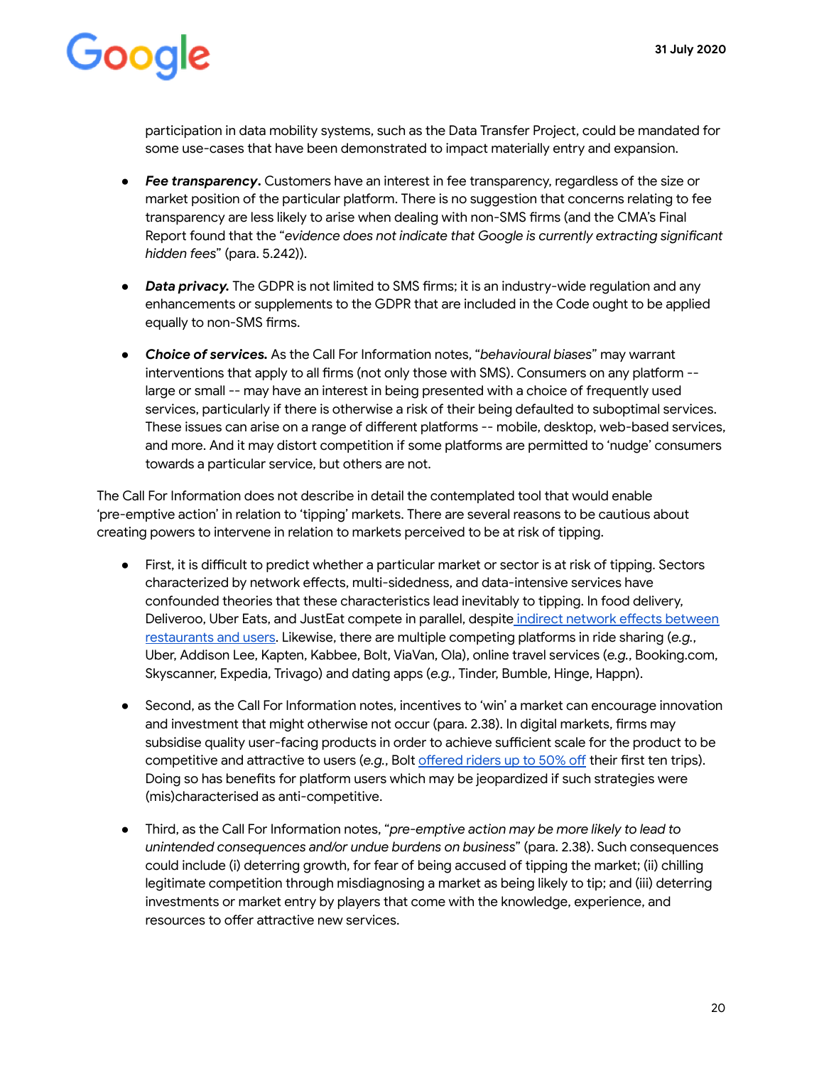participation in data mobility systems, such as the Data Transfer Project, could be mandated for some use-cases that have been demonstrated to impact materially entry and expansion.

- ***Fee transparency*****.** Customers have an interest in fee transparency, regardless of the size or market position of the particular platform. There is no suggestion that concerns relating to fee transparency are less likely to arise when dealing with non-SMS firms (and the CMA's Final Report found that the "*evidence does not indicate that Google is currently extracting significant hidden fees*" (para. 5.242)).

- ***Data privacy.*** The GDPR is not limited to SMS firms; it is an industry-wide regulation and any enhancements or supplements to the GDPR that are included in the Code ought to be applied equally to non-SMS firms.

- ***Choice of services.*** As the Call For Information notes, "*behavioural biases*" may warrant interventions that apply to all firms (not only those with SMS). Consumers on any platform -- large or small -- may have an interest in being presented with a choice of frequently used services, particularly if there is otherwise a risk of their being defaulted to suboptimal services. These issues can arise on a range of different platforms -- mobile, desktop, web-based services, and more. And it may distort competition if some platforms are permitted to 'nudge' consumers towards a particular service, but others are not.

The Call For Information does not describe in detail the contemplated tool that would enable 'pre-emptive action' in relation to 'tipping' markets. There are several reasons to be cautious about creating powers to intervene in relation to markets perceived to be at risk of tipping.

- First, it is difficult to predict whether a particular market or sector is at risk of tipping. Sectors characterized by network effects, multi-sidedness, and data-intensive services have confounded theories that these characteristics lead inevitably to tipping. In food delivery, Deliveroo, Uber Eats, and JustEat compete in parallel, despite indirect network effects between restaurants and users. Likewise, there are multiple competing platforms in ride sharing (*e.g.*, Uber, Addison Lee, Kapten, Kabbee, Bolt, ViaVan, Ola), online travel services (*e.g.*, Booking.com, Skyscanner, Expedia, Trivago) and dating apps (*e.g.*, Tinder, Bumble, Hinge, Happn).

- Second, as the Call For Information notes, incentives to 'win' a market can encourage innovation and investment that might otherwise not occur (para. 2.38). In digital markets, firms may subsidise quality user-facing products in order to achieve sufficient scale for the product to be competitive and attractive to users (*e.g.*, Bolt offered riders up to 50% off their first ten trips). Doing so has benefits for platform users which may be jeopardized if such strategies were (mis)characterised as anti-competitive.

- Third, as the Call For Information notes, "*pre-emptive action may be more likely to lead to unintended consequences and/or undue burdens on business*" (para. 2.38). Such consequences could include (i) deterring growth, for fear of being accused of tipping the market; (ii) chilling legitimate competition through misdiagnosing a market as being likely to tip; and (iii) deterring investments or market entry by players that come with the knowledge, experience, and resources to offer attractive new services.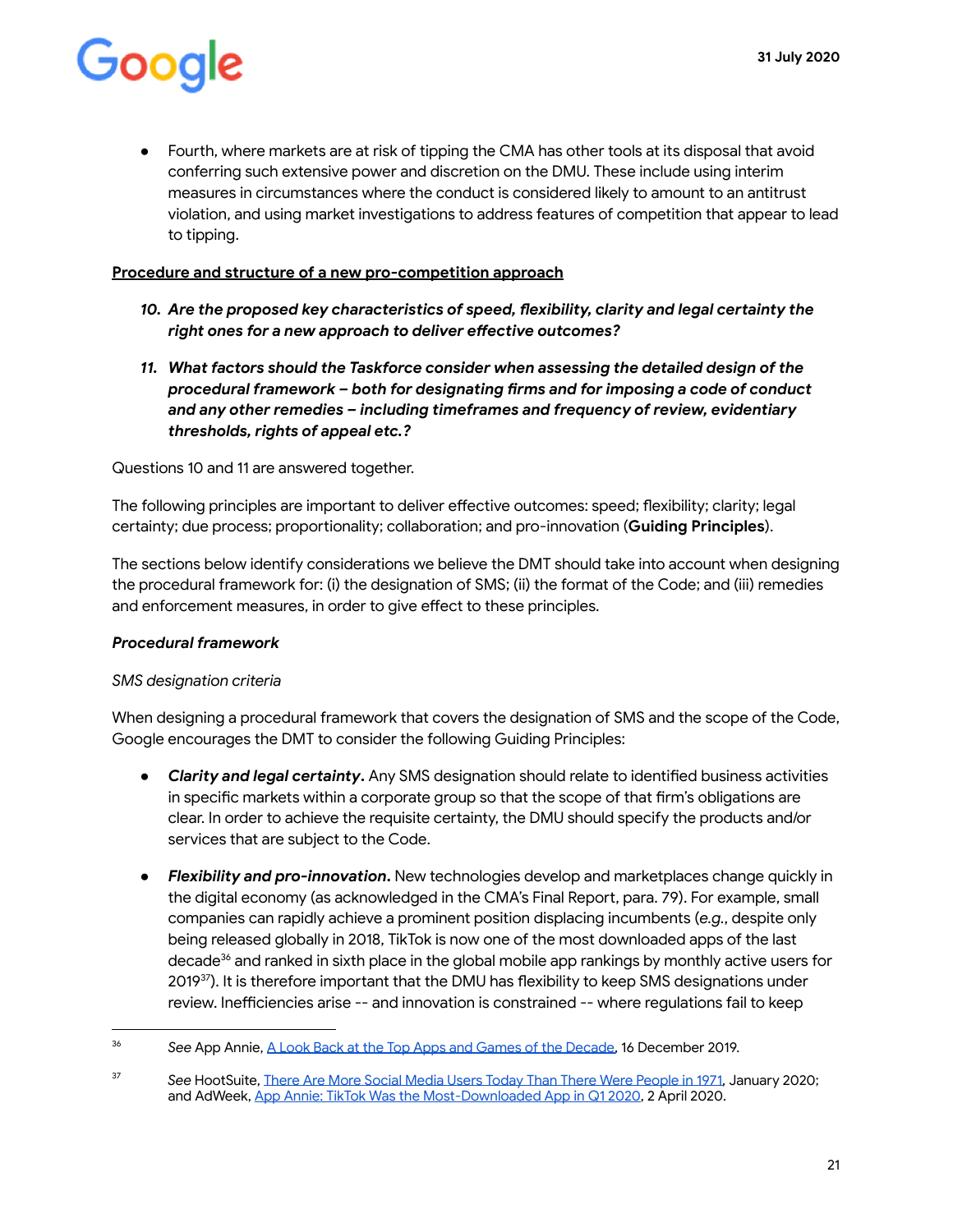- Fourth, where markets are at risk of tipping the CMA has other tools at its disposal that avoid conferring such extensive power and discretion on the DMU. These include using interim measures in circumstances where the conduct is considered likely to amount to an antitrust violation, and using market investigations to address features of competition that appear to lead to tipping.

**Procedure and structure of a new pro-competition approach**

10. ***Are the proposed key characteristics of speed, flexibility, clarity and legal certainty the right ones for a new approach to deliver effective outcomes?***

11. ***What factors should the Taskforce consider when assessing the detailed design of the procedural framework – both for designating firms and for imposing a code of conduct and any other remedies – including timeframes and frequency of review, evidentiary thresholds, rights of appeal etc.?***

Questions 10 and 11 are answered together.

The following principles are important to deliver effective outcomes: speed; flexibility; clarity; legal certainty; due process; proportionality; collaboration; and pro-innovation (**Guiding Principles**).

The sections below identify considerations we believe the DMT should take into account when designing the procedural framework for: (i) the designation of SMS; (ii) the format of the Code; and (iii) remedies and enforcement measures, in order to give effect to these principles.

***Procedural framework***

*SMS designation criteria*

When designing a procedural framework that covers the designation of SMS and the scope of the Code, Google encourages the DMT to consider the following Guiding Principles:

- ***Clarity and legal certainty.*** Any SMS designation should relate to identified business activities in specific markets within a corporate group so that the scope of that firm's obligations are clear. In order to achieve the requisite certainty, the DMU should specify the products and/or services that are subject to the Code.

- ***Flexibility and pro-innovation.*** New technologies develop and marketplaces change quickly in the digital economy (as acknowledged in the CMA's Final Report, para. 79). For example, small companies can rapidly achieve a prominent position displacing incumbents (*e.g.*, despite only being released globally in 2018, TikTok is now one of the most downloaded apps of the last decade[36] and ranked in sixth place in the global mobile app rankings by monthly active users for 2019[37]). It is therefore important that the DMU has flexibility to keep SMS designations under review. Inefficiencies arise -- and innovation is constrained -- where regulations fail to keep

---

[36] *See* App Annie, A Look Back at the Top Apps and Games of the Decade, 16 December 2019.

[37] *See* HootSuite, There Are More Social Media Users Today Than There Were People in 1971, January 2020; and AdWeek, App Annie: TikTok Was the Most-Downloaded App in Q1 2020, 2 April 2020.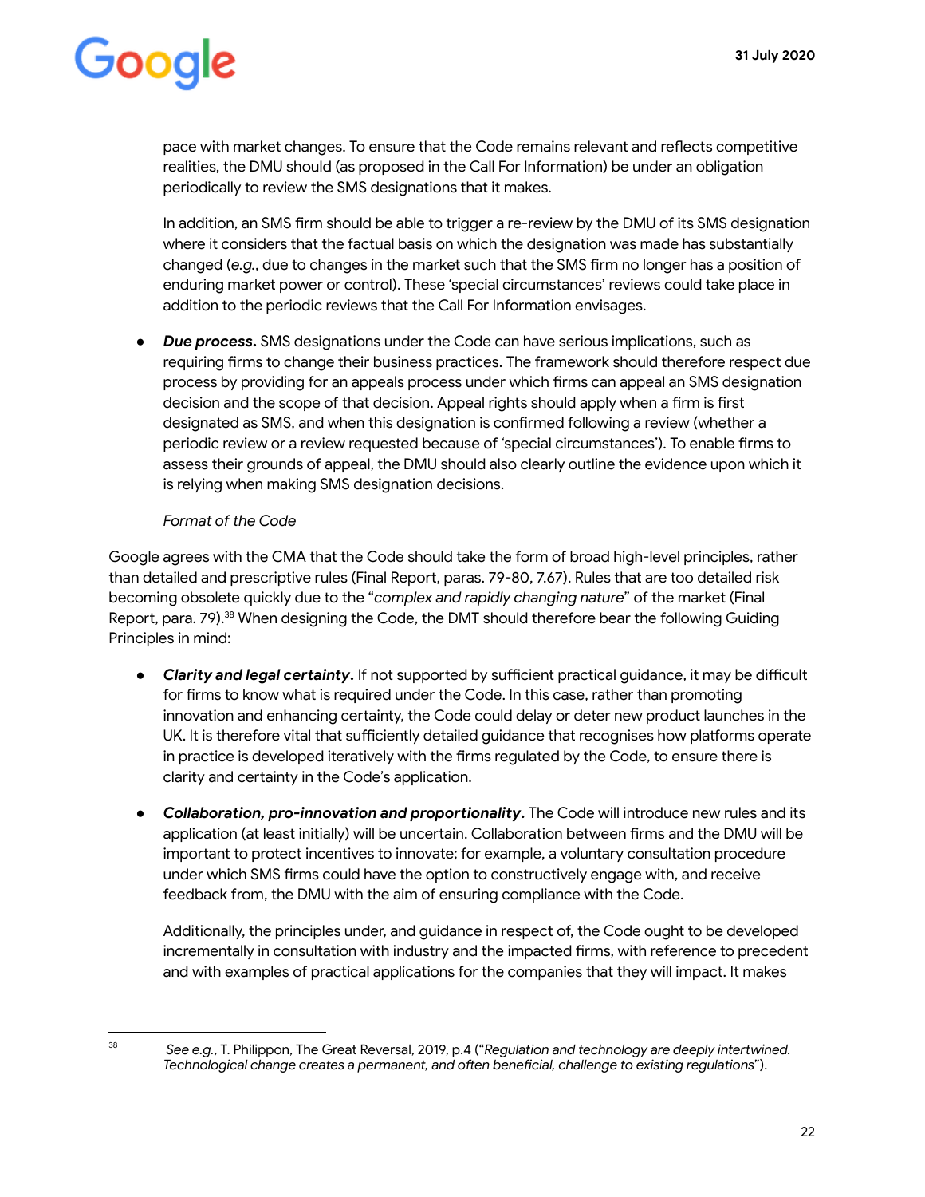pace with market changes. To ensure that the Code remains relevant and reflects competitive realities, the DMU should (as proposed in the Call For Information) be under an obligation periodically to review the SMS designations that it makes.

In addition, an SMS firm should be able to trigger a re-review by the DMU of its SMS designation where it considers that the factual basis on which the designation was made has substantially changed (*e.g.*, due to changes in the market such that the SMS firm no longer has a position of enduring market power or control). These 'special circumstances' reviews could take place in addition to the periodic reviews that the Call For Information envisages.

- ***Due process.*** SMS designations under the Code can have serious implications, such as requiring firms to change their business practices. The framework should therefore respect due process by providing for an appeals process under which firms can appeal an SMS designation decision and the scope of that decision. Appeal rights should apply when a firm is first designated as SMS, and when this designation is confirmed following a review (whether a periodic review or a review requested because of 'special circumstances'). To enable firms to assess their grounds of appeal, the DMU should also clearly outline the evidence upon which it is relying when making SMS designation decisions.

*Format of the Code*

Google agrees with the CMA that the Code should take the form of broad high-level principles, rather than detailed and prescriptive rules (Final Report, paras. 79-80, 7.67). Rules that are too detailed risk becoming obsolete quickly due to the "*complex and rapidly changing nature*" of the market (Final Report, para. 79).[38] When designing the Code, the DMT should therefore bear the following Guiding Principles in mind:

- ***Clarity and legal certainty.*** If not supported by sufficient practical guidance, it may be difficult for firms to know what is required under the Code. In this case, rather than promoting innovation and enhancing certainty, the Code could delay or deter new product launches in the UK. It is therefore vital that sufficiently detailed guidance that recognises how platforms operate in practice is developed iteratively with the firms regulated by the Code, to ensure there is clarity and certainty in the Code's application.

- ***Collaboration, pro-innovation and proportionality.*** The Code will introduce new rules and its application (at least initially) will be uncertain. Collaboration between firms and the DMU will be important to protect incentives to innovate; for example, a voluntary consultation procedure under which SMS firms could have the option to constructively engage with, and receive feedback from, the DMU with the aim of ensuring compliance with the Code.

  Additionally, the principles under, and guidance in respect of, the Code ought to be developed incrementally in consultation with industry and the impacted firms, with reference to precedent and with examples of practical applications for the companies that they will impact. It makes

[38] *See e.g.*, T. Philippon, The Great Reversal, 2019, p.4 ("*Regulation and technology are deeply intertwined. Technological change creates a permanent, and often beneficial, challenge to existing regulations*").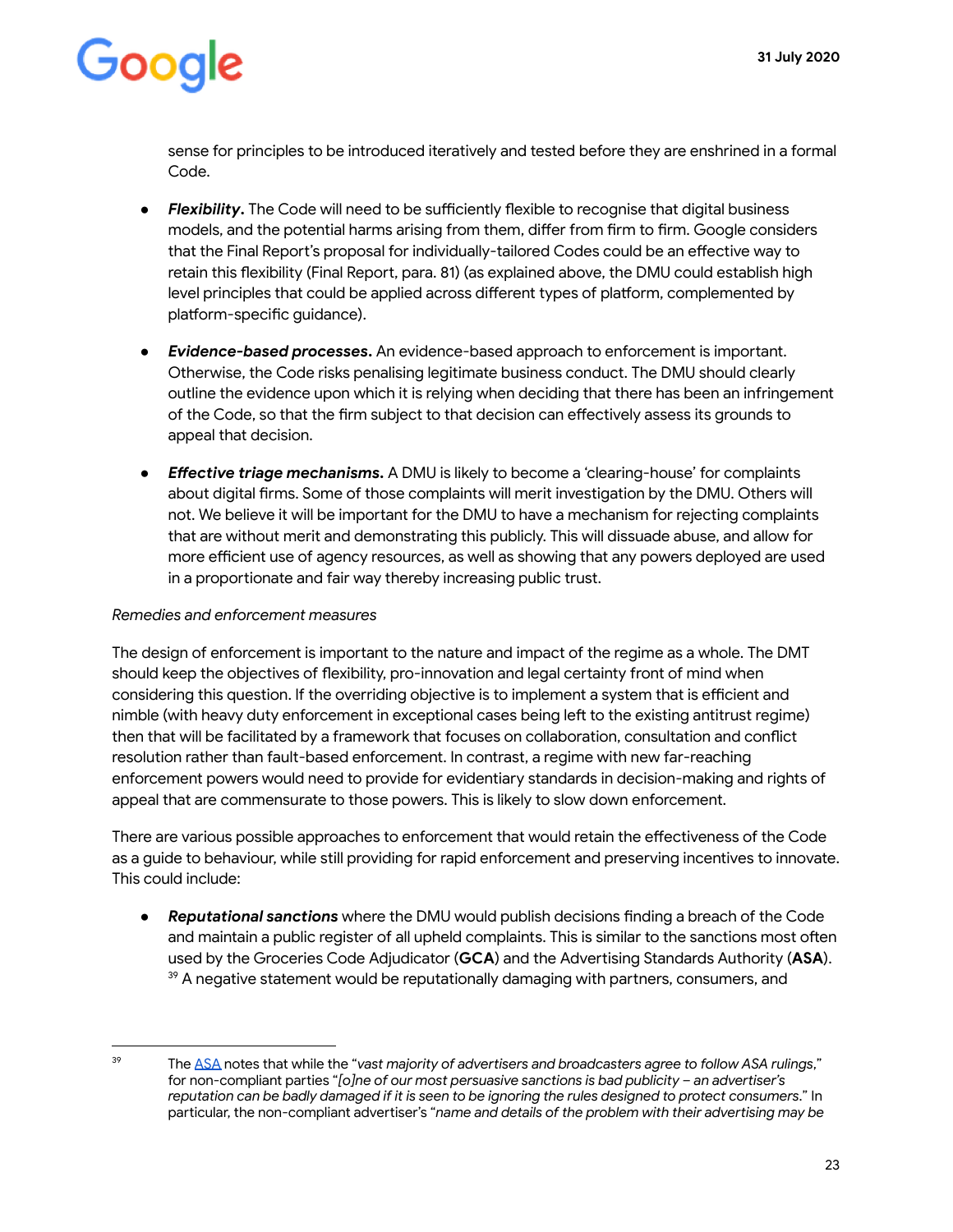sense for principles to be introduced iteratively and tested before they are enshrined in a formal Code.

- ***Flexibility*.** The Code will need to be sufficiently flexible to recognise that digital business models, and the potential harms arising from them, differ from firm to firm. Google considers that the Final Report's proposal for individually-tailored Codes could be an effective way to retain this flexibility (Final Report, para. 81) (as explained above, the DMU could establish high level principles that could be applied across different types of platform, complemented by platform-specific guidance).

- ***Evidence-based processes*.** An evidence-based approach to enforcement is important. Otherwise, the Code risks penalising legitimate business conduct. The DMU should clearly outline the evidence upon which it is relying when deciding that there has been an infringement of the Code, so that the firm subject to that decision can effectively assess its grounds to appeal that decision.

- ***Effective triage mechanisms*.** A DMU is likely to become a 'clearing-house' for complaints about digital firms. Some of those complaints will merit investigation by the DMU. Others will not. We believe it will be important for the DMU to have a mechanism for rejecting complaints that are without merit and demonstrating this publicly. This will dissuade abuse, and allow for more efficient use of agency resources, as well as showing that any powers deployed are used in a proportionate and fair way thereby increasing public trust.

*Remedies and enforcement measures*

The design of enforcement is important to the nature and impact of the regime as a whole. The DMT should keep the objectives of flexibility, pro-innovation and legal certainty front of mind when considering this question. If the overriding objective is to implement a system that is efficient and nimble (with heavy duty enforcement in exceptional cases being left to the existing antitrust regime) then that will be facilitated by a framework that focuses on collaboration, consultation and conflict resolution rather than fault-based enforcement. In contrast, a regime with new far-reaching enforcement powers would need to provide for evidentiary standards in decision-making and rights of appeal that are commensurate to those powers. This is likely to slow down enforcement.

There are various possible approaches to enforcement that would retain the effectiveness of the Code as a guide to behaviour, while still providing for rapid enforcement and preserving incentives to innovate. This could include:

- ***Reputational sanctions*** where the DMU would publish decisions finding a breach of the Code and maintain a public register of all upheld complaints. This is similar to the sanctions most often used by the Groceries Code Adjudicator (**GCA**) and the Advertising Standards Authority (**ASA**).[39] A negative statement would be reputationally damaging with partners, consumers, and

---

[39] The ASA notes that while the "*vast majority of advertisers and broadcasters agree to follow ASA rulings*," for non-compliant parties "*[o]ne of our most persuasive sanctions is bad publicity – an advertiser's reputation can be badly damaged if it is seen to be ignoring the rules designed to protect consumers.*" In particular, the non-compliant advertiser's "*name and details of the problem with their advertising may be*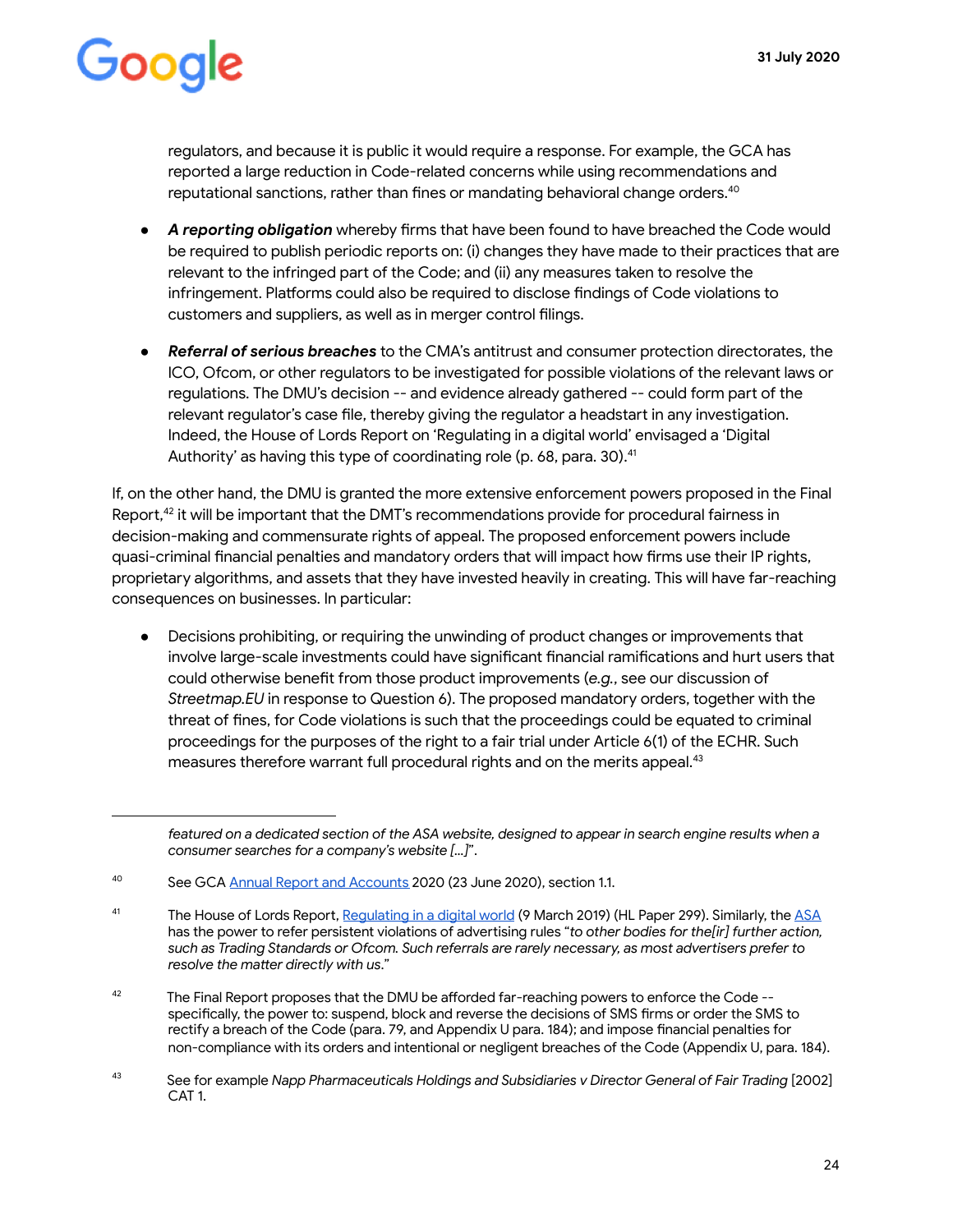regulators, and because it is public it would require a response. For example, the GCA has reported a large reduction in Code-related concerns while using recommendations and reputational sanctions, rather than fines or mandating behavioral change orders.[40]

- ***A reporting obligation*** whereby firms that have been found to have breached the Code would be required to publish periodic reports on: (i) changes they have made to their practices that are relevant to the infringed part of the Code; and (ii) any measures taken to resolve the infringement. Platforms could also be required to disclose findings of Code violations to customers and suppliers, as well as in merger control filings.

- ***Referral of serious breaches*** to the CMA's antitrust and consumer protection directorates, the ICO, Ofcom, or other regulators to be investigated for possible violations of the relevant laws or regulations. The DMU's decision -- and evidence already gathered -- could form part of the relevant regulator's case file, thereby giving the regulator a headstart in any investigation. Indeed, the House of Lords Report on 'Regulating in a digital world' envisaged a 'Digital Authority' as having this type of coordinating role (p. 68, para. 30).[41]

If, on the other hand, the DMU is granted the more extensive enforcement powers proposed in the Final Report,[42] it will be important that the DMT's recommendations provide for procedural fairness in decision-making and commensurate rights of appeal. The proposed enforcement powers include quasi-criminal financial penalties and mandatory orders that will impact how firms use their IP rights, proprietary algorithms, and assets that they have invested heavily in creating. This will have far-reaching consequences on businesses. In particular:

- Decisions prohibiting, or requiring the unwinding of product changes or improvements that involve large-scale investments could have significant financial ramifications and hurt users that could otherwise benefit from those product improvements (*e.g.*, see our discussion of *Streetmap.EU* in response to Question 6). The proposed mandatory orders, together with the threat of fines, for Code violations is such that the proceedings could be equated to criminal proceedings for the purposes of the right to a fair trial under Article 6(1) of the ECHR. Such measures therefore warrant full procedural rights and on the merits appeal.[43]

---

*featured on a dedicated section of the ASA website, designed to appear in search engine results when a consumer searches for a company's website [...]*".

[40] See GCA Annual Report and Accounts 2020 (23 June 2020), section 1.1.

[41] The House of Lords Report, Regulating in a digital world (9 March 2019) (HL Paper 299). Similarly, the ASA has the power to refer persistent violations of advertising rules "*to other bodies for the[ir] further action, such as Trading Standards or Ofcom. Such referrals are rarely necessary, as most advertisers prefer to resolve the matter directly with us.*"

[42] The Final Report proposes that the DMU be afforded far-reaching powers to enforce the Code -- specifically, the power to: suspend, block and reverse the decisions of SMS firms or order the SMS to rectify a breach of the Code (para. 79, and Appendix U para. 184); and impose financial penalties for non-compliance with its orders and intentional or negligent breaches of the Code (Appendix U, para. 184).

[43] See for example *Napp Pharmaceuticals Holdings and Subsidiaries v Director General of Fair Trading* [2002] CAT 1.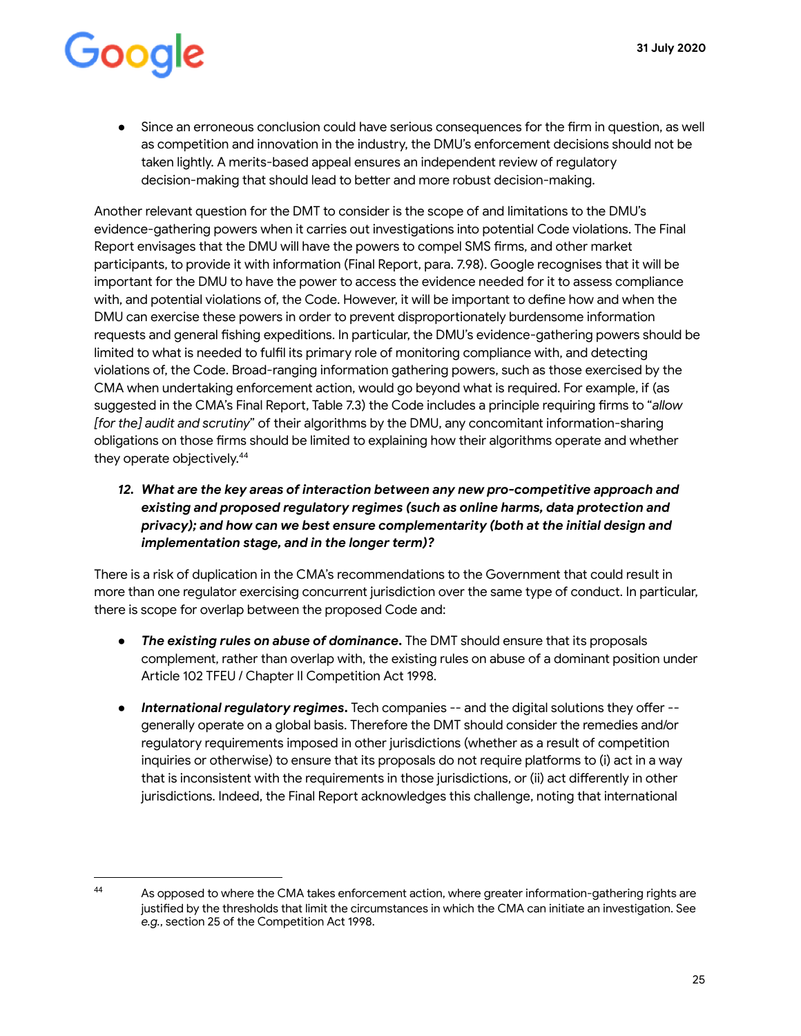- Since an erroneous conclusion could have serious consequences for the firm in question, as well as competition and innovation in the industry, the DMU's enforcement decisions should not be taken lightly. A merits-based appeal ensures an independent review of regulatory decision-making that should lead to better and more robust decision-making.

Another relevant question for the DMT to consider is the scope of and limitations to the DMU's evidence-gathering powers when it carries out investigations into potential Code violations. The Final Report envisages that the DMU will have the powers to compel SMS firms, and other market participants, to provide it with information (Final Report, para. 7.98). Google recognises that it will be important for the DMU to have the power to access the evidence needed for it to assess compliance with, and potential violations of, the Code. However, it will be important to define how and when the DMU can exercise these powers in order to prevent disproportionately burdensome information requests and general fishing expeditions. In particular, the DMU's evidence-gathering powers should be limited to what is needed to fulfil its primary role of monitoring compliance with, and detecting violations of, the Code. Broad-ranging information gathering powers, such as those exercised by the CMA when undertaking enforcement action, would go beyond what is required. For example, if (as suggested in the CMA's Final Report, Table 7.3) the Code includes a principle requiring firms to "*allow [for the] audit and scrutiny*" of their algorithms by the DMU, any concomitant information-sharing obligations on those firms should be limited to explaining how their algorithms operate and whether they operate objectively.[44]

12. ***What are the key areas of interaction between any new pro-competitive approach and existing and proposed regulatory regimes (such as online harms, data protection and privacy); and how can we best ensure complementarity (both at the initial design and implementation stage, and in the longer term)?***

There is a risk of duplication in the CMA's recommendations to the Government that could result in more than one regulator exercising concurrent jurisdiction over the same type of conduct. In particular, there is scope for overlap between the proposed Code and:

- ***The existing rules on abuse of dominance.*** The DMT should ensure that its proposals complement, rather than overlap with, the existing rules on abuse of a dominant position under Article 102 TFEU / Chapter II Competition Act 1998.

- ***International regulatory regimes.*** Tech companies -- and the digital solutions they offer -- generally operate on a global basis. Therefore the DMT should consider the remedies and/or regulatory requirements imposed in other jurisdictions (whether as a result of competition inquiries or otherwise) to ensure that its proposals do not require platforms to (i) act in a way that is inconsistent with the requirements in those jurisdictions, or (ii) act differently in other jurisdictions. Indeed, the Final Report acknowledges this challenge, noting that international

---

[44] As opposed to where the CMA takes enforcement action, where greater information-gathering rights are justified by the thresholds that limit the circumstances in which the CMA can initiate an investigation. See *e.g.*, section 25 of the Competition Act 1998.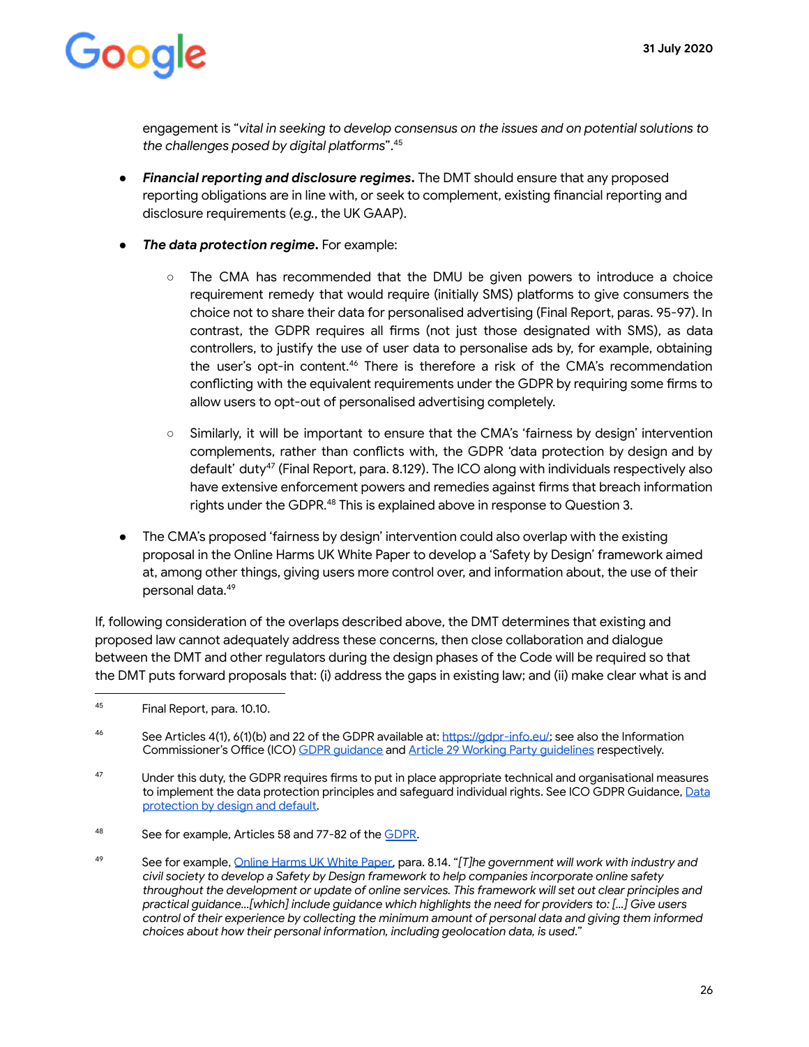engagement is "*vital in seeking to develop consensus on the issues and on potential solutions to the challenges posed by digital platforms*".[45]

- ***Financial reporting and disclosure regimes.*** The DMT should ensure that any proposed reporting obligations are in line with, or seek to complement, existing financial reporting and disclosure requirements (*e.g.*, the UK GAAP).

- ***The data protection regime.*** For example:

  - The CMA has recommended that the DMU be given powers to introduce a choice requirement remedy that would require (initially SMS) platforms to give consumers the choice not to share their data for personalised advertising (Final Report, paras. 95-97). In contrast, the GDPR requires all firms (not just those designated with SMS), as data controllers, to justify the use of user data to personalise ads by, for example, obtaining the user's opt-in content.[46] There is therefore a risk of the CMA's recommendation conflicting with the equivalent requirements under the GDPR by requiring some firms to allow users to opt-out of personalised advertising completely.

  - Similarly, it will be important to ensure that the CMA's 'fairness by design' intervention complements, rather than conflicts with, the GDPR 'data protection by design and by default' duty[47] (Final Report, para. 8.129). The ICO along with individuals respectively also have extensive enforcement powers and remedies against firms that breach information rights under the GDPR.[48] This is explained above in response to Question 3.

- The CMA's proposed 'fairness by design' intervention could also overlap with the existing proposal in the Online Harms UK White Paper to develop a 'Safety by Design' framework aimed at, among other things, giving users more control over, and information about, the use of their personal data.[49]

If, following consideration of the overlaps described above, the DMT determines that existing and proposed law cannot adequately address these concerns, then close collaboration and dialogue between the DMT and other regulators during the design phases of the Code will be required so that the DMT puts forward proposals that: (i) address the gaps in existing law; and (ii) make clear what is and

---

[45] Final Report, para. 10.10.

[46] See Articles 4(1), 6(1)(b) and 22 of the GDPR available at: https://gdpr-info.eu/; see also the Information Commissioner's Office (ICO) GDPR guidance and Article 29 Working Party guidelines respectively.

[47] Under this duty, the GDPR requires firms to put in place appropriate technical and organisational measures to implement the data protection principles and safeguard individual rights. See ICO GDPR Guidance, Data protection by design and default.

[48] See for example, Articles 58 and 77-82 of the GDPR.

[49] See for example, Online Harms UK White Paper, para. 8.14. "*[T]he government will work with industry and civil society to develop a Safety by Design framework to help companies incorporate online safety throughout the development or update of online services. This framework will set out clear principles and practical guidance...[which] include guidance which highlights the need for providers to: [...] Give users control of their experience by collecting the minimum amount of personal data and giving them informed choices about how their personal information, including geolocation data, is used.*"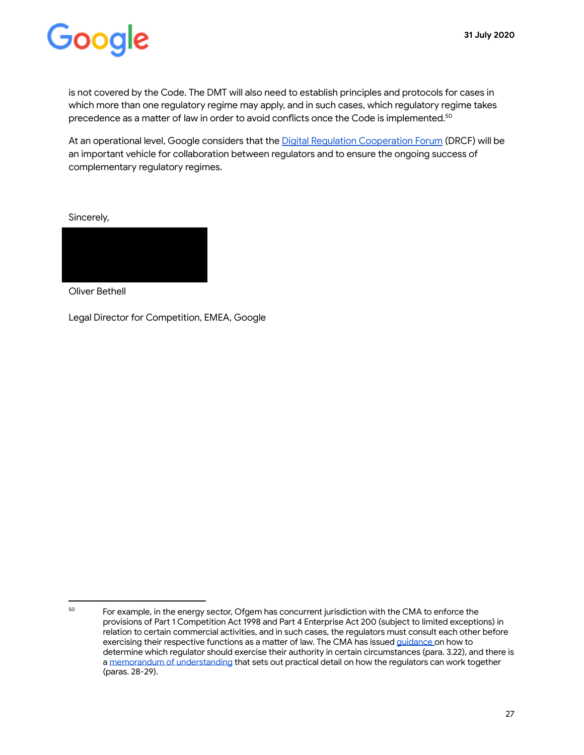is not covered by the Code. The DMT will also need to establish principles and protocols for cases in which more than one regulatory regime may apply, and in such cases, which regulatory regime takes precedence as a matter of law in order to avoid conflicts once the Code is implemented.[50]

At an operational level, Google considers that the Digital Regulation Cooperation Forum (DRCF) will be an important vehicle for collaboration between regulators and to ensure the ongoing success of complementary regulatory regimes.

Sincerely,

Oliver Bethell

Legal Director for Competition, EMEA, Google

---

[50] For example, in the energy sector, Ofgem has concurrent jurisdiction with the CMA to enforce the provisions of Part 1 Competition Act 1998 and Part 4 Enterprise Act 200 (subject to limited exceptions) in relation to certain commercial activities, and in such cases, the regulators must consult each other before exercising their respective functions as a matter of law. The CMA has issued guidance on how to determine which regulator should exercise their authority in certain circumstances (para. 3.22), and there is a memorandum of understanding that sets out practical detail on how the regulators can work together (paras. 28-29).